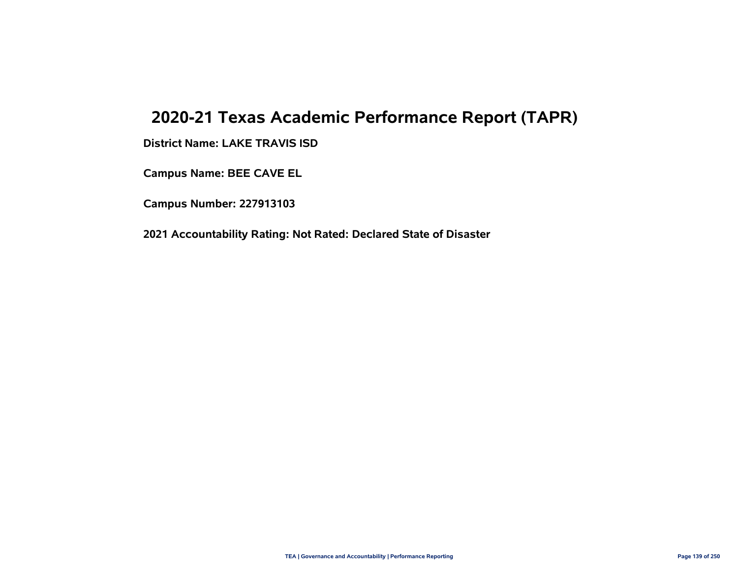# 2020-21 Texas Academic Performance Report (TAPR)

**District Name: LAKE TRAVIS ISD**

**Campus Name: BEE CAVE EL**

**Campus Number: 227913103**

**2021 Accountability Rating: Not Rated: Declared State of Disaster**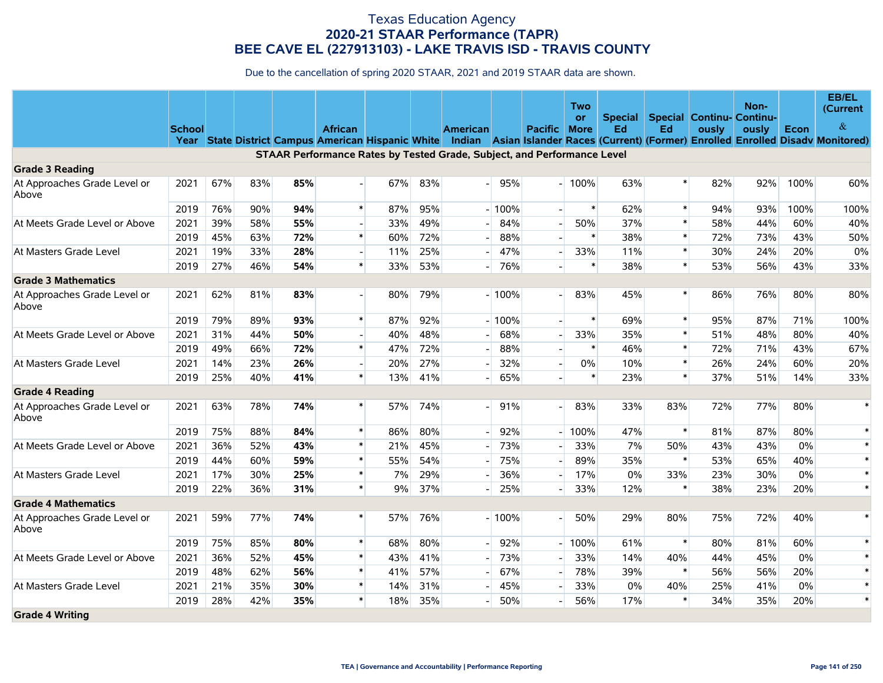# Texas Education Agency
## 2020-21 STAAR Performance (TAPR)
## BEE CAVE EL (227913103) - LAKE TRAVIS ISD - TRAVIS COUNTY

Due to the cancellation of spring 2020 STAAR, 2021 and 2019 STAAR data are shown.

| | School Year | State | District | Campus | African American | Hispanic | White | American Indian | Asian | Pacific Islander | Two or More Races | Special Ed (Current) | Special Ed (Former) | Continuously Enrolled | Non-Continuously Enrolled | Econ Disadv | EB/EL (Current & Monitored) |
|---|---|---|---|---|---|---|---|---|---|---|---|---|---|---|---|---|---|
| **STAAR Performance Rates by Tested Grade, Subject, and Performance Level** | | | | | | | | | | | | | | | | | |
| **Grade 3 Reading** | | | | | | | | | | | | | | | | | |
| At Approaches Grade Level or Above | 2021 | 67% | 83% | **85%** | - | 67% | 83% | - | 95% | - | 100% | 63% | * | 82% | 92% | 100% | 60% |
| | 2019 | 76% | 90% | **94%** | * | 87% | 95% | - | 100% | - | * | 62% | * | 94% | 93% | 100% | 100% |
| At Meets Grade Level or Above | 2021 | 39% | 58% | **55%** | - | 33% | 49% | - | 84% | - | 50% | 37% | * | 58% | 44% | 60% | 40% |
| | 2019 | 45% | 63% | **72%** | * | 60% | 72% | - | 88% | - | * | 38% | * | 72% | 73% | 43% | 50% |
| At Masters Grade Level | 2021 | 19% | 33% | **28%** | - | 11% | 25% | - | 47% | - | 33% | 11% | * | 30% | 24% | 20% | 0% |
| | 2019 | 27% | 46% | **54%** | * | 33% | 53% | - | 76% | - | * | 38% | * | 53% | 56% | 43% | 33% |
| **Grade 3 Mathematics** | | | | | | | | | | | | | | | | | |
| At Approaches Grade Level or Above | 2021 | 62% | 81% | **83%** | - | 80% | 79% | - | 100% | - | 83% | 45% | * | 86% | 76% | 80% | 80% |
| | 2019 | 79% | 89% | **93%** | * | 87% | 92% | - | 100% | - | * | 69% | * | 95% | 87% | 71% | 100% |
| At Meets Grade Level or Above | 2021 | 31% | 44% | **50%** | - | 40% | 48% | - | 68% | - | 33% | 35% | * | 51% | 48% | 80% | 40% |
| | 2019 | 49% | 66% | **72%** | * | 47% | 72% | - | 88% | - | * | 46% | * | 72% | 71% | 43% | 67% |
| At Masters Grade Level | 2021 | 14% | 23% | **26%** | - | 20% | 27% | - | 32% | - | 0% | 10% | * | 26% | 24% | 60% | 20% |
| | 2019 | 25% | 40% | **41%** | * | 13% | 41% | - | 65% | - | * | 23% | * | 37% | 51% | 14% | 33% |
| **Grade 4 Reading** | | | | | | | | | | | | | | | | | |
| At Approaches Grade Level or Above | 2021 | 63% | 78% | **74%** | * | 57% | 74% | - | 91% | - | 83% | 33% | 83% | 72% | 77% | 80% | * |
| | 2019 | 75% | 88% | **84%** | * | 86% | 80% | - | 92% | - | 100% | 47% | * | 81% | 87% | 80% | * |
| At Meets Grade Level or Above | 2021 | 36% | 52% | **43%** | * | 21% | 45% | - | 73% | - | 33% | 7% | 50% | 43% | 43% | 0% | * |
| | 2019 | 44% | 60% | **59%** | * | 55% | 54% | - | 75% | - | 89% | 35% | * | 53% | 65% | 40% | * |
| At Masters Grade Level | 2021 | 17% | 30% | **25%** | * | 7% | 29% | - | 36% | - | 17% | 0% | 33% | 23% | 30% | 0% | * |
| | 2019 | 22% | 36% | **31%** | * | 9% | 37% | - | 25% | - | 33% | 12% | * | 38% | 23% | 20% | * |
| **Grade 4 Mathematics** | | | | | | | | | | | | | | | | | |
| At Approaches Grade Level or Above | 2021 | 59% | 77% | **74%** | * | 57% | 76% | - | 100% | - | 50% | 29% | 80% | 75% | 72% | 40% | * |
| | 2019 | 75% | 85% | **80%** | * | 68% | 80% | - | 92% | - | 100% | 61% | * | 80% | 81% | 60% | * |
| At Meets Grade Level or Above | 2021 | 36% | 52% | **45%** | * | 43% | 41% | - | 73% | - | 33% | 14% | 40% | 44% | 45% | 0% | * |
| | 2019 | 48% | 62% | **56%** | * | 41% | 57% | - | 67% | - | 78% | 39% | * | 56% | 56% | 20% | * |
| At Masters Grade Level | 2021 | 21% | 35% | **30%** | * | 14% | 31% | - | 45% | - | 33% | 0% | 40% | 25% | 41% | 0% | * |
| | 2019 | 28% | 42% | **35%** | * | 18% | 35% | - | 50% | - | 56% | 17% | * | 34% | 35% | 20% | * |
| **Grade 4 Writing** | | | | | | | | | | | | | | | | | |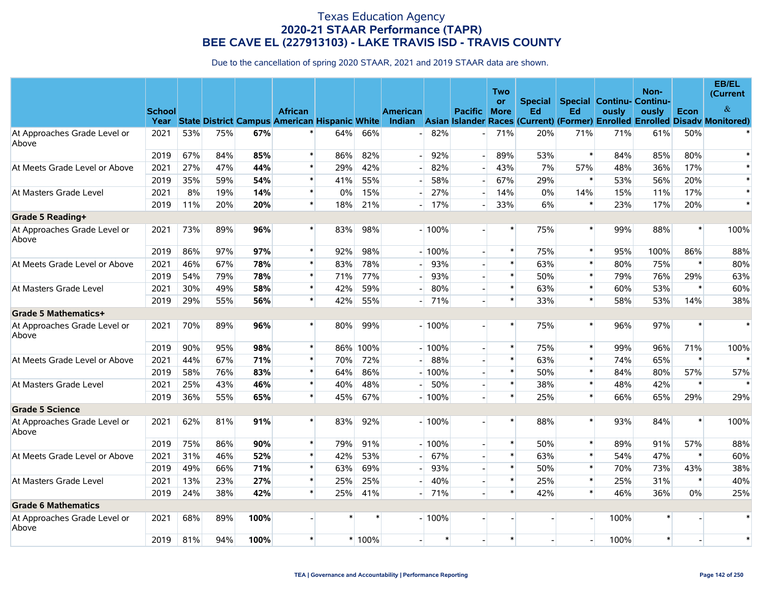# Texas Education Agency
## 2020-21 STAAR Performance (TAPR)
## BEE CAVE EL (227913103) - LAKE TRAVIS ISD - TRAVIS COUNTY

Due to the cancellation of spring 2020 STAAR, 2021 and 2019 STAAR data are shown.

| | School Year | State | District | Campus | African American | Hispanic | White | American Indian | Asian | Pacific Islander | Two or More Races | Special Ed (Current) | Special Ed (Former) | Continuously Enrolled | Non-Continuously Enrolled | Econ Disadv | EB/EL (Current & Monitored) |
|---|---|---|---|---|---|---|---|---|---|---|---|---|---|---|---|---|---|
| At Approaches Grade Level or Above | 2021 | 53% | 75% | **67%** | * | 64% | 66% | - | 82% | - | 71% | 20% | 71% | 71% | 61% | 50% | * |
| | 2019 | 67% | 84% | **85%** | * | 86% | 82% | - | 92% | - | 89% | 53% | * | 84% | 85% | 80% | * |
| At Meets Grade Level or Above | 2021 | 27% | 47% | **44%** | * | 29% | 42% | - | 82% | - | 43% | 7% | 57% | 48% | 36% | 17% | * |
| | 2019 | 35% | 59% | **54%** | * | 41% | 55% | - | 58% | - | 67% | 29% | * | 53% | 56% | 20% | * |
| At Masters Grade Level | 2021 | 8% | 19% | **14%** | * | 0% | 15% | - | 27% | - | 14% | 0% | 14% | 15% | 11% | 17% | * |
| | 2019 | 11% | 20% | **20%** | * | 18% | 21% | - | 17% | - | 33% | 6% | * | 23% | 17% | 20% | * |
| **Grade 5 Reading+** | | | | | | | | | | | | | | | | | |
| At Approaches Grade Level or Above | 2021 | 73% | 89% | **96%** | * | 83% | 98% | - | 100% | - | * | 75% | * | 99% | 88% | * | 100% |
| | 2019 | 86% | 97% | **97%** | * | 92% | 98% | - | 100% | - | * | 75% | * | 95% | 100% | 86% | 88% |
| At Meets Grade Level or Above | 2021 | 46% | 67% | **78%** | * | 83% | 78% | - | 93% | - | * | 63% | * | 80% | 75% | * | 80% |
| | 2019 | 54% | 79% | **78%** | * | 71% | 77% | - | 93% | - | * | 50% | * | 79% | 76% | 29% | 63% |
| At Masters Grade Level | 2021 | 30% | 49% | **58%** | * | 42% | 59% | - | 80% | - | * | 63% | * | 60% | 53% | * | 60% |
| | 2019 | 29% | 55% | **56%** | * | 42% | 55% | - | 71% | - | * | 33% | * | 58% | 53% | 14% | 38% |
| **Grade 5 Mathematics+** | | | | | | | | | | | | | | | | | |
| At Approaches Grade Level or Above | 2021 | 70% | 89% | **96%** | * | 80% | 99% | - | 100% | - | * | 75% | * | 96% | 97% | * | * |
| | 2019 | 90% | 95% | **98%** | * | 86% | 100% | - | 100% | - | * | 75% | * | 99% | 96% | 71% | 100% |
| At Meets Grade Level or Above | 2021 | 44% | 67% | **71%** | * | 70% | 72% | - | 88% | - | * | 63% | * | 74% | 65% | * | * |
| | 2019 | 58% | 76% | **83%** | * | 64% | 86% | - | 100% | - | * | 50% | * | 84% | 80% | 57% | 57% |
| At Masters Grade Level | 2021 | 25% | 43% | **46%** | * | 40% | 48% | - | 50% | - | * | 38% | * | 48% | 42% | * | * |
| | 2019 | 36% | 55% | **65%** | * | 45% | 67% | - | 100% | - | * | 25% | * | 66% | 65% | 29% | 29% |
| **Grade 5 Science** | | | | | | | | | | | | | | | | | |
| At Approaches Grade Level or Above | 2021 | 62% | 81% | **91%** | * | 83% | 92% | - | 100% | - | * | 88% | * | 93% | 84% | * | 100% |
| | 2019 | 75% | 86% | **90%** | * | 79% | 91% | - | 100% | - | * | 50% | * | 89% | 91% | 57% | 88% |
| At Meets Grade Level or Above | 2021 | 31% | 46% | **52%** | * | 42% | 53% | - | 67% | - | * | 63% | * | 54% | 47% | * | 60% |
| | 2019 | 49% | 66% | **71%** | * | 63% | 69% | - | 93% | - | * | 50% | * | 70% | 73% | 43% | 38% |
| At Masters Grade Level | 2021 | 13% | 23% | **27%** | * | 25% | 25% | - | 40% | - | * | 25% | * | 25% | 31% | * | 40% |
| | 2019 | 24% | 38% | **42%** | * | 25% | 41% | - | 71% | - | * | 42% | * | 46% | 36% | 0% | 25% |
| **Grade 6 Mathematics** | | | | | | | | | | | | | | | | | |
| At Approaches Grade Level or Above | 2021 | 68% | 89% | **100%** | - | * | * | - | 100% | - | - | - | - | 100% | * | - | * |
| | 2019 | 81% | 94% | **100%** | * | * | 100% | - | * | - | * | - | - | 100% | * | - | * |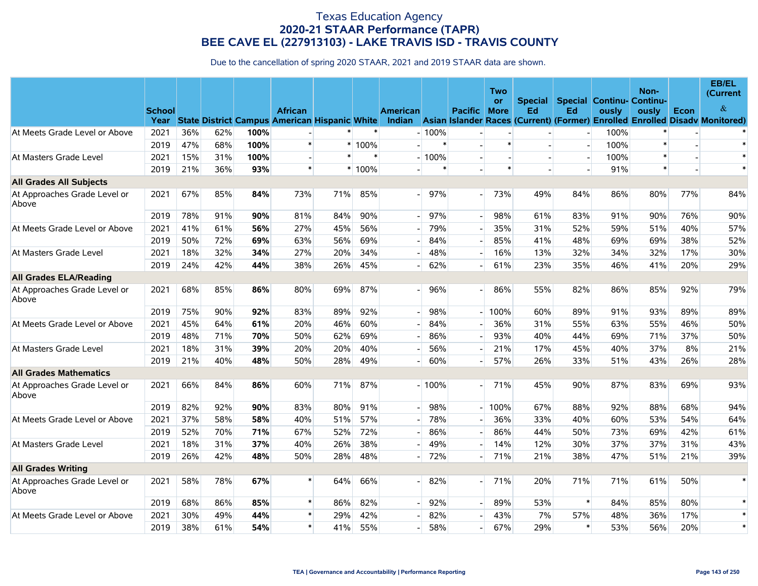# Texas Education Agency
## 2020-21 STAAR Performance (TAPR)
## BEE CAVE EL (227913103) - LAKE TRAVIS ISD - TRAVIS COUNTY

Due to the cancellation of spring 2020 STAAR, 2021 and 2019 STAAR data are shown.

| | School Year | State | District | Campus | African American | Hispanic | White | American Indian | Asian | Pacific Islander | Two or More Races | Special Ed (Current) | Special Ed (Former) | Continuously Enrolled | Non-Continuously Enrolled | Econ Disadv | EB/EL (Current & Monitored) |
|---|---|---|---|---|---|---|---|---|---|---|---|---|---|---|---|---|---|
| At Meets Grade Level or Above | 2021 | 36% | 62% | **100%** | - | * | * | - | 100% | - | - | - | - | 100% | * | - | * |
| | 2019 | 47% | 68% | **100%** | * | * | 100% | - | * | - | * | - | - | 100% | * | - | * |
| At Masters Grade Level | 2021 | 15% | 31% | **100%** | - | * | * | - | 100% | - | - | - | - | 100% | * | - | * |
| | 2019 | 21% | 36% | **93%** | * | * | 100% | - | * | - | * | - | - | 91% | * | - | * |
| **All Grades All Subjects** | | | | | | | | | | | | | | | | | |
| At Approaches Grade Level or Above | 2021 | 67% | 85% | **84%** | 73% | 71% | 85% | - | 97% | - | 73% | 49% | 84% | 86% | 80% | 77% | 84% |
| | 2019 | 78% | 91% | **90%** | 81% | 84% | 90% | - | 97% | - | 98% | 61% | 83% | 91% | 90% | 76% | 90% |
| At Meets Grade Level or Above | 2021 | 41% | 61% | **56%** | 27% | 45% | 56% | - | 79% | - | 35% | 31% | 52% | 59% | 51% | 40% | 57% |
| | 2019 | 50% | 72% | **69%** | 63% | 56% | 69% | - | 84% | - | 85% | 41% | 48% | 69% | 69% | 38% | 52% |
| At Masters Grade Level | 2021 | 18% | 32% | **34%** | 27% | 20% | 34% | - | 48% | - | 16% | 13% | 32% | 34% | 32% | 17% | 30% |
| | 2019 | 24% | 42% | **44%** | 38% | 26% | 45% | - | 62% | - | 61% | 23% | 35% | 46% | 41% | 20% | 29% |
| **All Grades ELA/Reading** | | | | | | | | | | | | | | | | | |
| At Approaches Grade Level or Above | 2021 | 68% | 85% | **86%** | 80% | 69% | 87% | - | 96% | - | 86% | 55% | 82% | 86% | 85% | 92% | 79% |
| | 2019 | 75% | 90% | **92%** | 83% | 89% | 92% | - | 98% | - | 100% | 60% | 89% | 91% | 93% | 89% | 89% |
| At Meets Grade Level or Above | 2021 | 45% | 64% | **61%** | 20% | 46% | 60% | - | 84% | - | 36% | 31% | 55% | 63% | 55% | 46% | 50% |
| | 2019 | 48% | 71% | **70%** | 50% | 62% | 69% | - | 86% | - | 93% | 40% | 44% | 69% | 71% | 37% | 50% |
| At Masters Grade Level | 2021 | 18% | 31% | **39%** | 20% | 20% | 40% | - | 56% | - | 21% | 17% | 45% | 40% | 37% | 8% | 21% |
| | 2019 | 21% | 40% | **48%** | 50% | 28% | 49% | - | 60% | - | 57% | 26% | 33% | 51% | 43% | 26% | 28% |
| **All Grades Mathematics** | | | | | | | | | | | | | | | | | |
| At Approaches Grade Level or Above | 2021 | 66% | 84% | **86%** | 60% | 71% | 87% | - | 100% | - | 71% | 45% | 90% | 87% | 83% | 69% | 93% |
| | 2019 | 82% | 92% | **90%** | 83% | 80% | 91% | - | 98% | - | 100% | 67% | 88% | 92% | 88% | 68% | 94% |
| At Meets Grade Level or Above | 2021 | 37% | 58% | **58%** | 40% | 51% | 57% | - | 78% | - | 36% | 33% | 40% | 60% | 53% | 54% | 64% |
| | 2019 | 52% | 70% | **71%** | 67% | 52% | 72% | - | 86% | - | 86% | 44% | 50% | 73% | 69% | 42% | 61% |
| At Masters Grade Level | 2021 | 18% | 31% | **37%** | 40% | 26% | 38% | - | 49% | - | 14% | 12% | 30% | 37% | 37% | 31% | 43% |
| | 2019 | 26% | 42% | **48%** | 50% | 28% | 48% | - | 72% | - | 71% | 21% | 38% | 47% | 51% | 21% | 39% |
| **All Grades Writing** | | | | | | | | | | | | | | | | | |
| At Approaches Grade Level or Above | 2021 | 58% | 78% | **67%** | * | 64% | 66% | - | 82% | - | 71% | 20% | 71% | 71% | 61% | 50% | * |
| | 2019 | 68% | 86% | **85%** | * | 86% | 82% | - | 92% | - | 89% | 53% | * | 84% | 85% | 80% | * |
| At Meets Grade Level or Above | 2021 | 30% | 49% | **44%** | * | 29% | 42% | - | 82% | - | 43% | 7% | 57% | 48% | 36% | 17% | * |
| | 2019 | 38% | 61% | **54%** | * | 41% | 55% | - | 58% | - | 67% | 29% | * | 53% | 56% | 20% | * |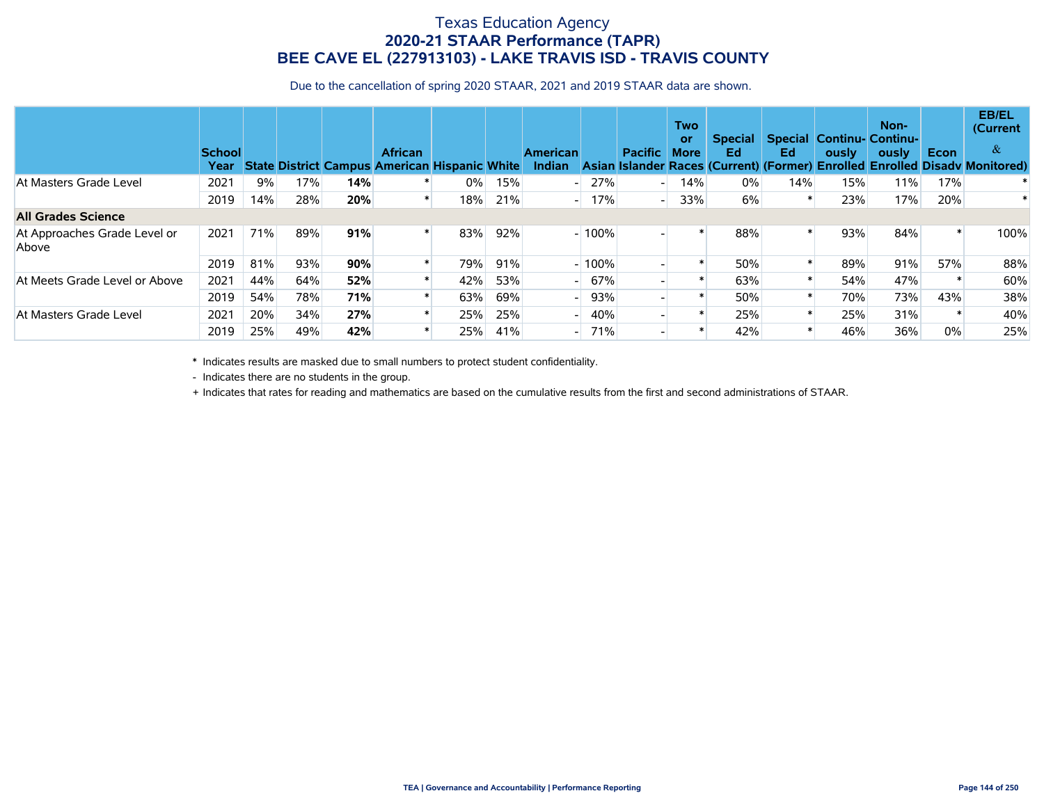# Texas Education Agency
## 2020-21 STAAR Performance (TAPR)
## BEE CAVE EL (227913103) - LAKE TRAVIS ISD - TRAVIS COUNTY

Due to the cancellation of spring 2020 STAAR, 2021 and 2019 STAAR data are shown.

| | School Year | State | District | Campus | African American | Hispanic | White | American Indian | Asian | Pacific Islander | Two or More Races | Special Ed (Current) | Special Ed (Former) | Continu-ously Enrolled | Non-Continu-ously Enrolled | Econ Disadv | EB/EL (Current & Monitored) |
|---|---|---|---|---|---|---|---|---|---|---|---|---|---|---|---|---|---|
| At Masters Grade Level | 2021 | 9% | 17% | **14%** | * | 0% | 15% | - | 27% | - | 14% | 0% | 14% | 15% | 11% | 17% | * |
| | 2019 | 14% | 28% | **20%** | * | 18% | 21% | - | 17% | - | 33% | 6% | * | 23% | 17% | 20% | * |
| **All Grades Science** | | | | | | | | | | | | | | | | | |
| At Approaches Grade Level or Above | 2021 | 71% | 89% | **91%** | * | 83% | 92% | - | 100% | - | * | 88% | * | 93% | 84% | * | 100% |
| | 2019 | 81% | 93% | **90%** | * | 79% | 91% | - | 100% | - | * | 50% | * | 89% | 91% | 57% | 88% |
| At Meets Grade Level or Above | 2021 | 44% | 64% | **52%** | * | 42% | 53% | - | 67% | - | * | 63% | * | 54% | 47% | * | 60% |
| | 2019 | 54% | 78% | **71%** | * | 63% | 69% | - | 93% | - | * | 50% | * | 70% | 73% | 43% | 38% |
| At Masters Grade Level | 2021 | 20% | 34% | **27%** | * | 25% | 25% | - | 40% | - | * | 25% | * | 25% | 31% | * | 40% |
| | 2019 | 25% | 49% | **42%** | * | 25% | 41% | - | 71% | - | * | 42% | * | 46% | 36% | 0% | 25% |

\* Indicates results are masked due to small numbers to protect student confidentiality.

\- Indicates there are no students in the group.

\+ Indicates that rates for reading and mathematics are based on the cumulative results from the first and second administrations of STAAR.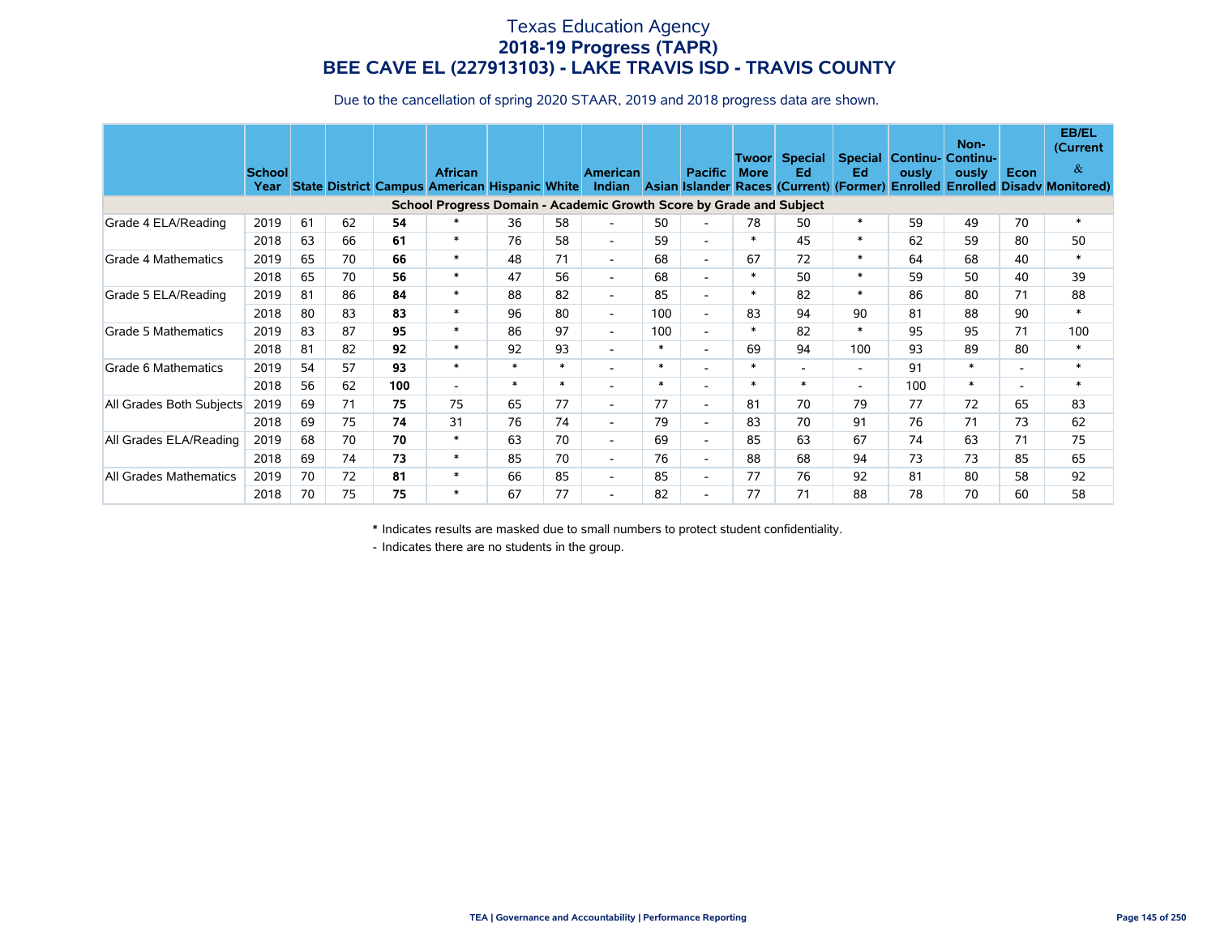# Texas Education Agency
## 2018-19 Progress (TAPR)
## BEE CAVE EL (227913103) - LAKE TRAVIS ISD - TRAVIS COUNTY

Due to the cancellation of spring 2020 STAAR, 2019 and 2018 progress data are shown.

| | School Year | State | District | Campus | African American | Hispanic | White | American Indian | Asian | Pacific Islander | Two or More Races | Special Ed (Current) | Special Ed (Former) | Continuously Enrolled | Non-Continuously Enrolled | Econ Disadv | EB/EL (Current & Monitored) |
|---|---|---|---|---|---|---|---|---|---|---|---|---|---|---|---|---|---|
| **School Progress Domain - Academic Growth Score by Grade and Subject** | | | | | | | | | | | | | | | | | |
| Grade 4 ELA/Reading | 2019 | 61 | 62 | **54** | * | 36 | 58 | - | 50 | - | 78 | 50 | * | 59 | 49 | 70 | * |
| | 2018 | 63 | 66 | **61** | * | 76 | 58 | - | 59 | - | * | 45 | * | 62 | 59 | 80 | 50 |
| Grade 4 Mathematics | 2019 | 65 | 70 | **66** | * | 48 | 71 | - | 68 | - | 67 | 72 | * | 64 | 68 | 40 | * |
| | 2018 | 65 | 70 | **56** | * | 47 | 56 | - | 68 | - | * | 50 | * | 59 | 50 | 40 | 39 |
| Grade 5 ELA/Reading | 2019 | 81 | 86 | **84** | * | 88 | 82 | - | 85 | - | * | 82 | * | 86 | 80 | 71 | 88 |
| | 2018 | 80 | 83 | **83** | * | 96 | 80 | - | 100 | - | 83 | 94 | 90 | 81 | 88 | 90 | * |
| Grade 5 Mathematics | 2019 | 83 | 87 | **95** | * | 86 | 97 | - | 100 | - | * | 82 | * | 95 | 95 | 71 | 100 |
| | 2018 | 81 | 82 | **92** | * | 92 | 93 | - | * | - | 69 | 94 | 100 | 93 | 89 | 80 | * |
| Grade 6 Mathematics | 2019 | 54 | 57 | **93** | * | * | * | - | * | - | * | - | - | 91 | * | - | * |
| | 2018 | 56 | 62 | **100** | - | * | * | - | * | - | * | * | - | 100 | * | - | * |
| All Grades Both Subjects | 2019 | 69 | 71 | **75** | 75 | 65 | 77 | - | 77 | - | 81 | 70 | 79 | 77 | 72 | 65 | 83 |
| | 2018 | 69 | 75 | **74** | 31 | 76 | 74 | - | 79 | - | 83 | 70 | 91 | 76 | 71 | 73 | 62 |
| All Grades ELA/Reading | 2019 | 68 | 70 | **70** | * | 63 | 70 | - | 69 | - | 85 | 63 | 67 | 74 | 63 | 71 | 75 |
| | 2018 | 69 | 74 | **73** | * | 85 | 70 | - | 76 | - | 88 | 68 | 94 | 73 | 73 | 85 | 65 |
| All Grades Mathematics | 2019 | 70 | 72 | **81** | * | 66 | 85 | - | 85 | - | 77 | 76 | 92 | 81 | 80 | 58 | 92 |
| | 2018 | 70 | 75 | **75** | * | 67 | 77 | - | 82 | - | 77 | 71 | 88 | 78 | 70 | 60 | 58 |

\* Indicates results are masked due to small numbers to protect student confidentiality.

\- Indicates there are no students in the group.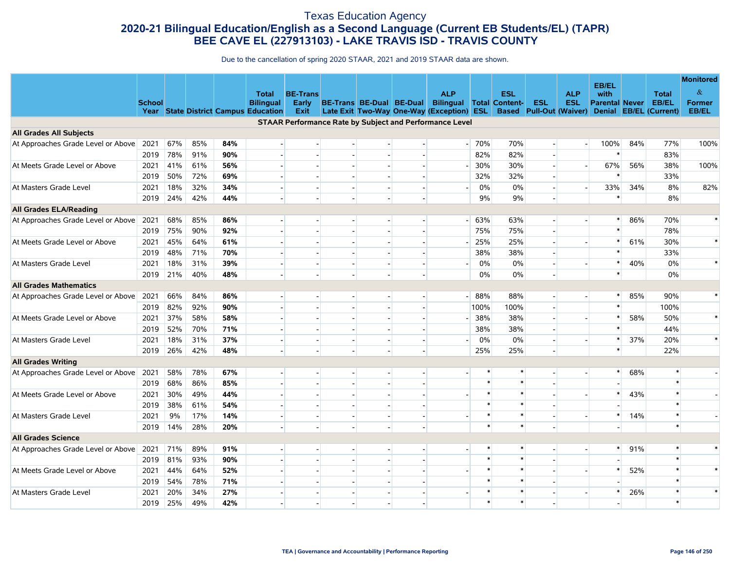# Texas Education Agency

## 2020-21 Bilingual Education/English as a Second Language (Current EB Students/EL) (TAPR)

## BEE CAVE EL (227913103) - LAKE TRAVIS ISD - TRAVIS COUNTY

Due to the cancellation of spring 2020 STAAR, 2021 and 2019 STAAR data are shown.

| | School Year | State | District | Campus | Total Bilingual Education | BE-Trans Early Exit | BE-Trans Late Exit | BE-Dual Two-Way | BE-Dual One-Way | ALP Bilingual (Exception) | Total ESL | ESL Content-Based | ESL Pull-Out | ALP ESL (Waiver) | EB/EL with Parental Denial | Never EB/EL | Total EB/EL (Current) | Monitored & Former EB/EL |
|---|---|---|---|---|---|---|---|---|---|---|---|---|---|---|---|---|---|---|
| **STAAR Performance Rate by Subject and Performance Level** | | | | | | | | | | | | | | | | | | |
| **All Grades All Subjects** | | | | | | | | | | | | | | | | | | |
| At Approaches Grade Level or Above | 2021 | 67% | 85% | **84%** | - | - | - | - | - | - | 70% | 70% | - | - | 100% | 84% | 77% | 100% |
| | 2019 | 78% | 91% | **90%** | - | - | - | - | - | | 82% | 82% | - | | * | | 83% | |
| At Meets Grade Level or Above | 2021 | 41% | 61% | **56%** | - | - | - | - | - | - | 30% | 30% | - | - | 67% | 56% | 38% | 100% |
| | 2019 | 50% | 72% | **69%** | - | - | - | - | - | | 32% | 32% | - | | * | | 33% | |
| At Masters Grade Level | 2021 | 18% | 32% | **34%** | - | - | - | - | - | - | 0% | 0% | - | - | 33% | 34% | 8% | 82% |
| | 2019 | 24% | 42% | **44%** | - | - | - | - | - | | 9% | 9% | - | | * | | 8% | |
| **All Grades ELA/Reading** | | | | | | | | | | | | | | | | | | |
| At Approaches Grade Level or Above | 2021 | 68% | 85% | **86%** | - | - | - | - | - | - | 63% | 63% | - | - | * | 86% | 70% | * |
| | 2019 | 75% | 90% | **92%** | - | - | - | - | - | | 75% | 75% | - | | * | | 78% | |
| At Meets Grade Level or Above | 2021 | 45% | 64% | **61%** | - | - | - | - | - | - | 25% | 25% | - | - | * | 61% | 30% | * |
| | 2019 | 48% | 71% | **70%** | - | - | - | - | - | | 38% | 38% | - | | * | | 33% | |
| At Masters Grade Level | 2021 | 18% | 31% | **39%** | - | - | - | - | - | - | 0% | 0% | - | - | * | 40% | 0% | * |
| | 2019 | 21% | 40% | **48%** | - | - | - | - | - | | 0% | 0% | - | | * | | 0% | |
| **All Grades Mathematics** | | | | | | | | | | | | | | | | | | |
| At Approaches Grade Level or Above | 2021 | 66% | 84% | **86%** | - | - | - | - | - | - | 88% | 88% | - | - | * | 85% | 90% | * |
| | 2019 | 82% | 92% | **90%** | - | - | - | - | - | | 100% | 100% | - | | * | | 100% | |
| At Meets Grade Level or Above | 2021 | 37% | 58% | **58%** | - | - | - | - | - | - | 38% | 38% | - | - | * | 58% | 50% | * |
| | 2019 | 52% | 70% | **71%** | - | - | - | - | - | | 38% | 38% | - | | * | | 44% | |
| At Masters Grade Level | 2021 | 18% | 31% | **37%** | - | - | - | - | - | - | 0% | 0% | - | - | * | 37% | 20% | * |
| | 2019 | 26% | 42% | **48%** | - | - | - | - | - | | 25% | 25% | - | | * | | 22% | |
| **All Grades Writing** | | | | | | | | | | | | | | | | | | |
| At Approaches Grade Level or Above | 2021 | 58% | 78% | **67%** | - | - | - | - | - | - | * | * | - | - | * | 68% | * | - |
| | 2019 | 68% | 86% | **85%** | - | - | - | - | - | | * | * | - | | - | | * | |
| At Meets Grade Level or Above | 2021 | 30% | 49% | **44%** | - | - | - | - | - | - | * | * | - | - | * | 43% | * | - |
| | 2019 | 38% | 61% | **54%** | - | - | - | - | - | | * | * | - | | - | | * | |
| At Masters Grade Level | 2021 | 9% | 17% | **14%** | - | - | - | - | - | - | * | * | - | - | * | 14% | * | - |
| | 2019 | 14% | 28% | **20%** | - | - | - | - | - | | * | * | - | | - | | * | |
| **All Grades Science** | | | | | | | | | | | | | | | | | | |
| At Approaches Grade Level or Above | 2021 | 71% | 89% | **91%** | - | - | - | - | - | - | * | * | - | - | * | 91% | * | * |
| | 2019 | 81% | 93% | **90%** | - | - | - | - | - | | * | * | - | | - | | * | |
| At Meets Grade Level or Above | 2021 | 44% | 64% | **52%** | - | - | - | - | - | - | * | * | - | - | * | 52% | * | * |
| | 2019 | 54% | 78% | **71%** | - | - | - | - | - | | * | * | - | | - | | * | |
| At Masters Grade Level | 2021 | 20% | 34% | **27%** | - | - | - | - | - | - | * | * | - | - | * | 26% | * | * |
| | 2019 | 25% | 49% | **42%** | - | - | - | - | - | | * | * | - | | - | | * | |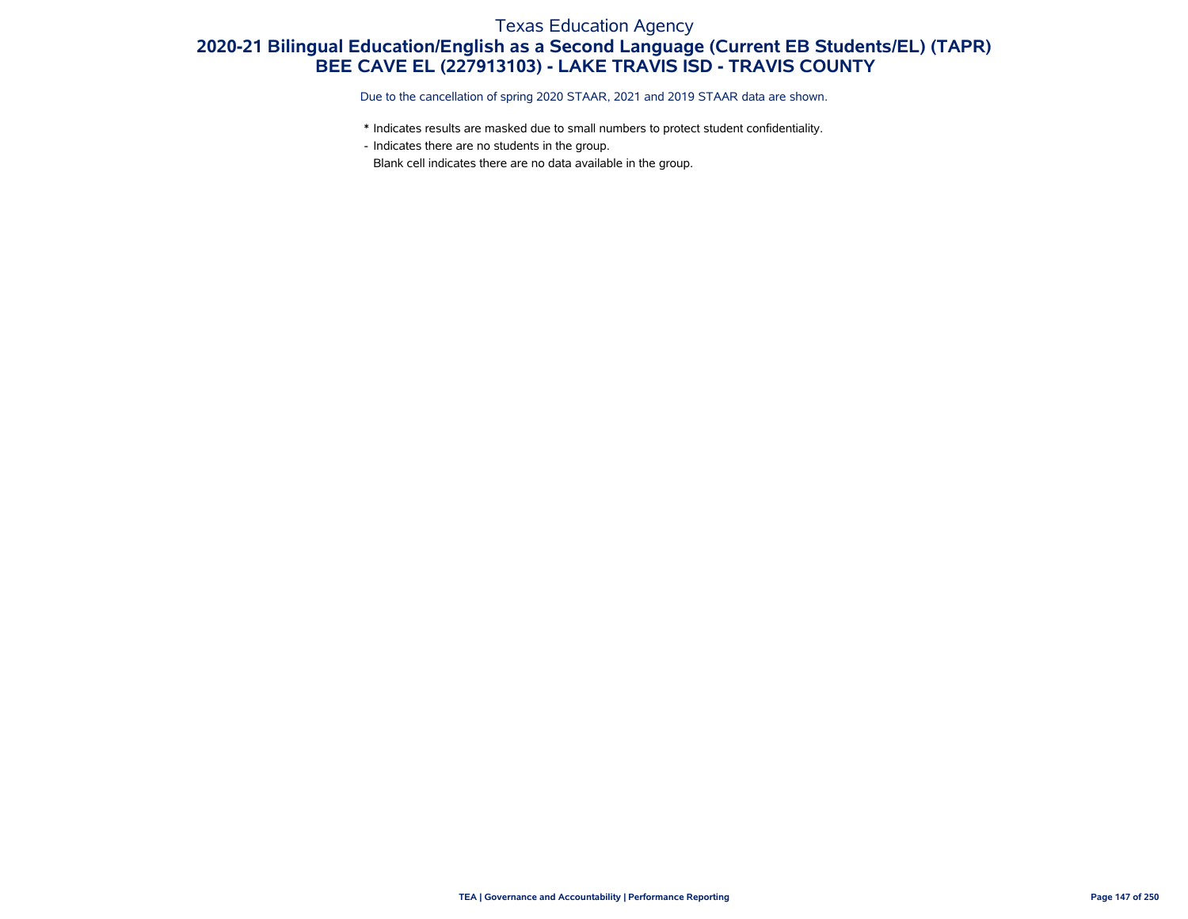# Texas Education Agency

## 2020-21 Bilingual Education/English as a Second Language (Current EB Students/EL) (TAPR)

## BEE CAVE EL (227913103) - LAKE TRAVIS ISD - TRAVIS COUNTY

Due to the cancellation of spring 2020 STAAR, 2021 and 2019 STAAR data are shown.

'*' Indicates results are masked due to small numbers to protect student confidentiality.

'-' Indicates there are no students in the group.

Blank cell indicates there are no data available in the group.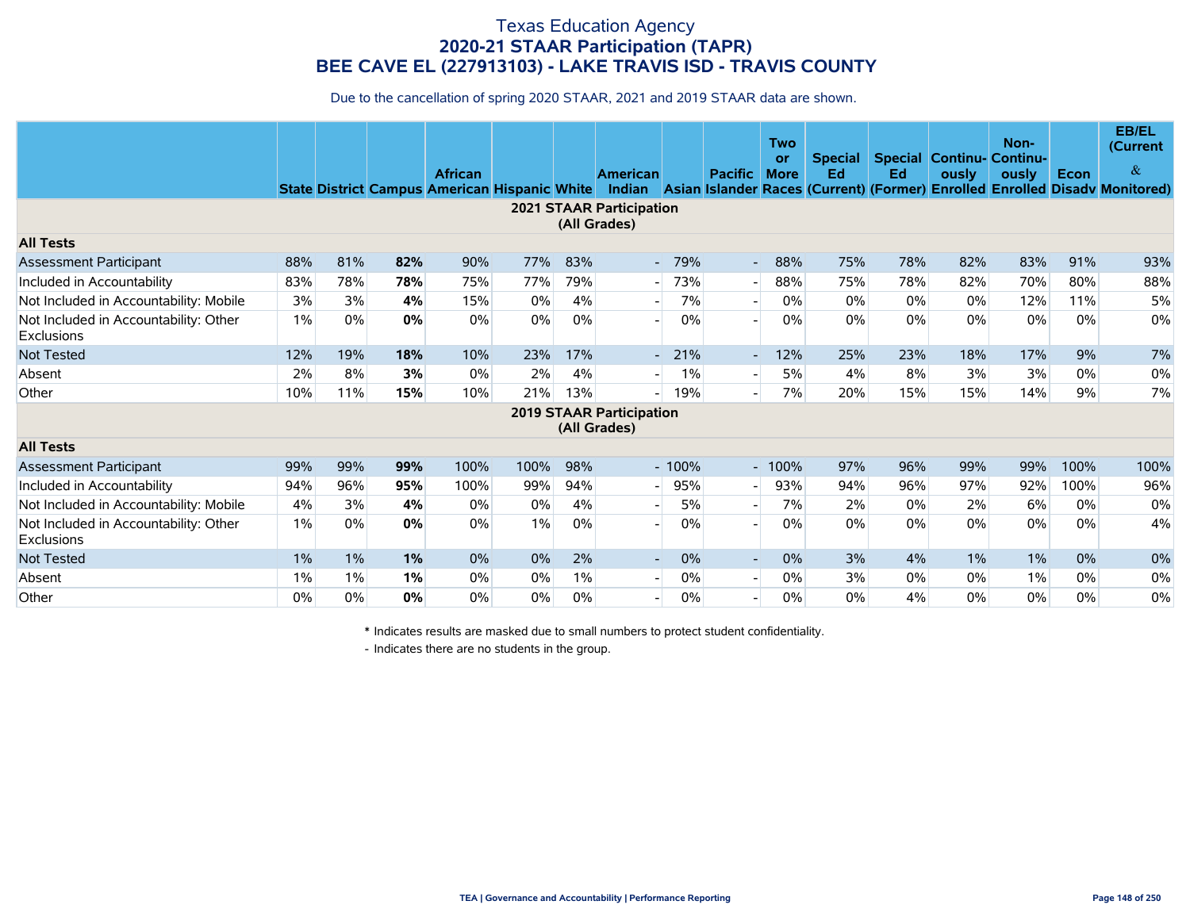# Texas Education Agency
## 2020-21 STAAR Participation (TAPR)
## BEE CAVE EL (227913103) - LAKE TRAVIS ISD - TRAVIS COUNTY

Due to the cancellation of spring 2020 STAAR, 2021 and 2019 STAAR data are shown.

| | State | District | Campus | African American | Hispanic | White | American Indian | Asian | Pacific Islander | Two or More Races | Special Ed (Current) | Special Ed (Former) | Continu-ously Enrolled | Non-Continu-ously Enrolled | Econ Disadv | EB/EL (Current & Monitored) |
|---|---|---|---|---|---|---|---|---|---|---|---|---|---|---|---|---|
| **2021 STAAR Participation (All Grades)** | | | | | | | | | | | | | | | | |
| **All Tests** | | | | | | | | | | | | | | | | |
| Assessment Participant | 88% | 81% | **82%** | 90% | 77% | 83% | - | 79% | - | 88% | 75% | 78% | 82% | 83% | 91% | 93% |
| Included in Accountability | 83% | 78% | **78%** | 75% | 77% | 79% | - | 73% | - | 88% | 75% | 78% | 82% | 70% | 80% | 88% |
| Not Included in Accountability: Mobile | 3% | 3% | **4%** | 15% | 0% | 4% | - | 7% | - | 0% | 0% | 0% | 0% | 12% | 11% | 5% |
| Not Included in Accountability: Other Exclusions | 1% | 0% | **0%** | 0% | 0% | 0% | - | 0% | - | 0% | 0% | 0% | 0% | 0% | 0% | 0% |
| Not Tested | 12% | 19% | **18%** | 10% | 23% | 17% | - | 21% | - | 12% | 25% | 23% | 18% | 17% | 9% | 7% |
| Absent | 2% | 8% | **3%** | 0% | 2% | 4% | - | 1% | - | 5% | 4% | 8% | 3% | 3% | 0% | 0% |
| Other | 10% | 11% | **15%** | 10% | 21% | 13% | - | 19% | - | 7% | 20% | 15% | 15% | 14% | 9% | 7% |
| **2019 STAAR Participation (All Grades)** | | | | | | | | | | | | | | | | |
| **All Tests** | | | | | | | | | | | | | | | | |
| Assessment Participant | 99% | 99% | **99%** | 100% | 100% | 98% | - | 100% | - | 100% | 97% | 96% | 99% | 99% | 100% | 100% |
| Included in Accountability | 94% | 96% | **95%** | 100% | 99% | 94% | - | 95% | - | 93% | 94% | 96% | 97% | 92% | 100% | 96% |
| Not Included in Accountability: Mobile | 4% | 3% | **4%** | 0% | 0% | 4% | - | 5% | - | 7% | 2% | 0% | 2% | 6% | 0% | 0% |
| Not Included in Accountability: Other Exclusions | 1% | 0% | **0%** | 0% | 1% | 0% | - | 0% | - | 0% | 0% | 0% | 0% | 0% | 0% | 4% |
| Not Tested | 1% | 1% | **1%** | 0% | 0% | 2% | - | 0% | - | 0% | 3% | 4% | 1% | 1% | 0% | 0% |
| Absent | 1% | 1% | **1%** | 0% | 0% | 1% | - | 0% | - | 0% | 3% | 0% | 0% | 1% | 0% | 0% |
| Other | 0% | 0% | **0%** | 0% | 0% | 0% | - | 0% | - | 0% | 0% | 4% | 0% | 0% | 0% | 0% |

\* Indicates results are masked due to small numbers to protect student confidentiality.

- Indicates there are no students in the group.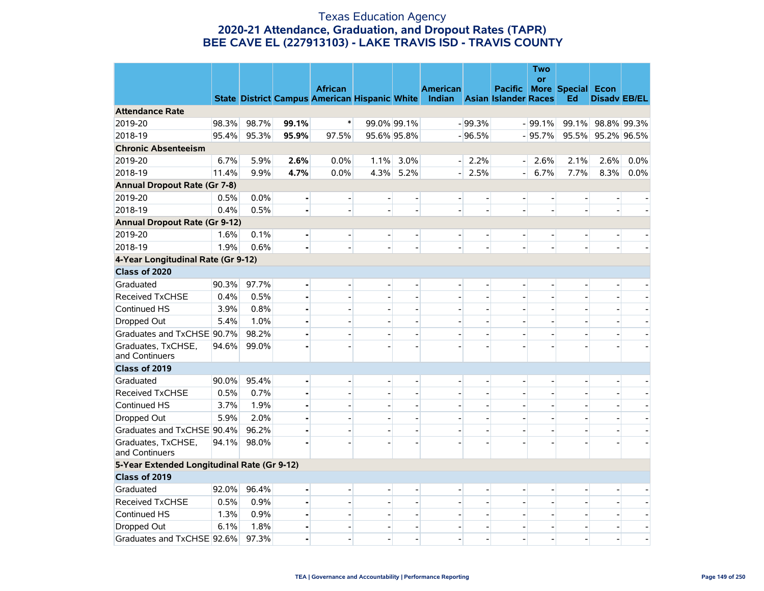# Texas Education Agency
## 2020-21 Attendance, Graduation, and Dropout Rates (TAPR)
## BEE CAVE EL (227913103) - LAKE TRAVIS ISD - TRAVIS COUNTY

| | State | District | Campus | African American | Hispanic | White | American Indian | Asian | Pacific Islander | Two or More Races | Special Ed | Econ Disadv | EB/EL |
|---|---|---|---|---|---|---|---|---|---|---|---|---|---|
| **Attendance Rate** | | | | | | | | | | | | | |
| 2019-20 | 98.3% | 98.7% | **99.1%** | * | 99.0% | 99.1% | - | 99.3% | - | 99.1% | 99.1% | 98.8% | 99.3% |
| 2018-19 | 95.4% | 95.3% | **95.9%** | 97.5% | 95.6% | 95.8% | - | 96.5% | - | 95.7% | 95.5% | 95.2% | 96.5% |
| **Chronic Absenteeism** | | | | | | | | | | | | | |
| 2019-20 | 6.7% | 5.9% | **2.6%** | 0.0% | 1.1% | 3.0% | - | 2.2% | - | 2.6% | 2.1% | 2.6% | 0.0% |
| 2018-19 | 11.4% | 9.9% | **4.7%** | 0.0% | 4.3% | 5.2% | - | 2.5% | - | 6.7% | 7.7% | 8.3% | 0.0% |
| **Annual Dropout Rate (Gr 7-8)** | | | | | | | | | | | | | |
| 2019-20 | 0.5% | 0.0% | **-** | - | - | - | - | - | - | - | - | - | - |
| 2018-19 | 0.4% | 0.5% | **-** | - | - | - | - | - | - | - | - | - | - |
| **Annual Dropout Rate (Gr 9-12)** | | | | | | | | | | | | | |
| 2019-20 | 1.6% | 0.1% | **-** | - | - | - | - | - | - | - | - | - | - |
| 2018-19 | 1.9% | 0.6% | **-** | - | - | - | - | - | - | - | - | - | - |
| **4-Year Longitudinal Rate (Gr 9-12)** | | | | | | | | | | | | | |
| **Class of 2020** | | | | | | | | | | | | | |
| Graduated | 90.3% | 97.7% | **-** | - | - | - | - | - | - | - | - | - | - |
| Received TxCHSE | 0.4% | 0.5% | **-** | - | - | - | - | - | - | - | - | - | - |
| Continued HS | 3.9% | 0.8% | **-** | - | - | - | - | - | - | - | - | - | - |
| Dropped Out | 5.4% | 1.0% | **-** | - | - | - | - | - | - | - | - | - | - |
| Graduates and TxCHSE | 90.7% | 98.2% | **-** | - | - | - | - | - | - | - | - | - | - |
| Graduates, TxCHSE, and Continuers | 94.6% | 99.0% | **-** | - | - | - | - | - | - | - | - | - | - |
| **Class of 2019** | | | | | | | | | | | | | |
| Graduated | 90.0% | 95.4% | **-** | - | - | - | - | - | - | - | - | - | - |
| Received TxCHSE | 0.5% | 0.7% | **-** | - | - | - | - | - | - | - | - | - | - |
| Continued HS | 3.7% | 1.9% | **-** | - | - | - | - | - | - | - | - | - | - |
| Dropped Out | 5.9% | 2.0% | **-** | - | - | - | - | - | - | - | - | - | - |
| Graduates and TxCHSE | 90.4% | 96.2% | **-** | - | - | - | - | - | - | - | - | - | - |
| Graduates, TxCHSE, and Continuers | 94.1% | 98.0% | **-** | - | - | - | - | - | - | - | - | - | - |
| **5-Year Extended Longitudinal Rate (Gr 9-12)** | | | | | | | | | | | | | |
| **Class of 2019** | | | | | | | | | | | | | |
| Graduated | 92.0% | 96.4% | **-** | - | - | - | - | - | - | - | - | - | - |
| Received TxCHSE | 0.5% | 0.9% | **-** | - | - | - | - | - | - | - | - | - | - |
| Continued HS | 1.3% | 0.9% | **-** | - | - | - | - | - | - | - | - | - | - |
| Dropped Out | 6.1% | 1.8% | **-** | - | - | - | - | - | - | - | - | - | - |
| Graduates and TxCHSE | 92.6% | 97.3% | **-** | - | - | - | - | - | - | - | - | - | - |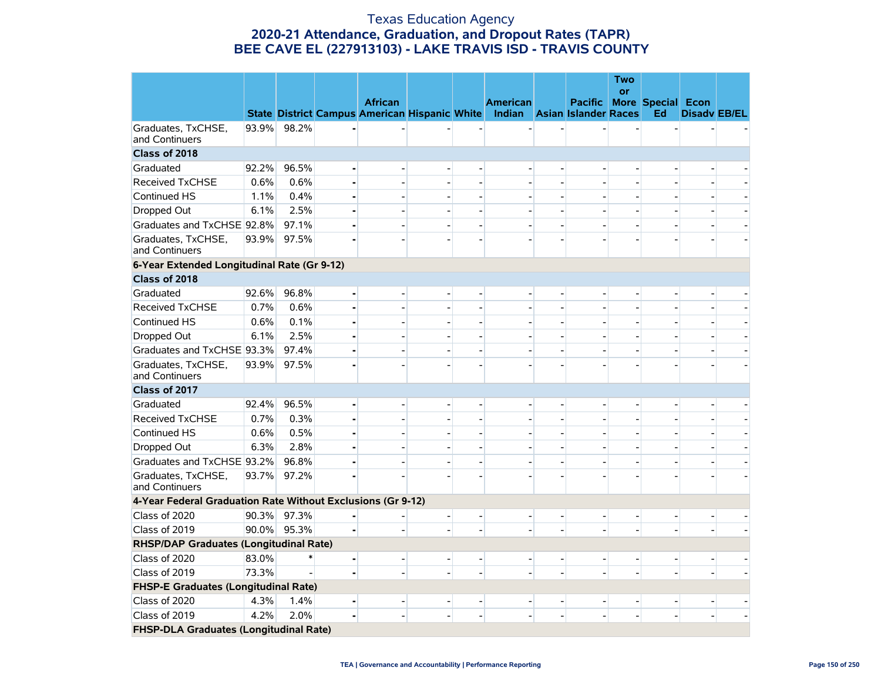# Texas Education Agency
## 2020-21 Attendance, Graduation, and Dropout Rates (TAPR)
## BEE CAVE EL (227913103) - LAKE TRAVIS ISD - TRAVIS COUNTY

| | State | District | Campus | African American | Hispanic | White | American Indian | Asian | Pacific Islander | Two or More Races | Special Ed | Econ Disadv | EB/EL |
|---|---|---|---|---|---|---|---|---|---|---|---|---|---|
| Graduates, TxCHSE, and Continuers | 93.9% | 98.2% | - | - | - | - | - | - | - | - | - | - | - |
| **Class of 2018** | | | | | | | | | | | | | |
| Graduated | 92.2% | 96.5% | - | - | - | - | - | - | - | - | - | - | - |
| Received TxCHSE | 0.6% | 0.6% | - | - | - | - | - | - | - | - | - | - | - |
| Continued HS | 1.1% | 0.4% | - | - | - | - | - | - | - | - | - | - | - |
| Dropped Out | 6.1% | 2.5% | - | - | - | - | - | - | - | - | - | - | - |
| Graduates and TxCHSE | 92.8% | 97.1% | - | - | - | - | - | - | - | - | - | - | - |
| Graduates, TxCHSE, and Continuers | 93.9% | 97.5% | - | - | - | - | - | - | - | - | - | - | - |
| **6-Year Extended Longitudinal Rate (Gr 9-12)** | | | | | | | | | | | | | |
| **Class of 2018** | | | | | | | | | | | | | |
| Graduated | 92.6% | 96.8% | - | - | - | - | - | - | - | - | - | - | - |
| Received TxCHSE | 0.7% | 0.6% | - | - | - | - | - | - | - | - | - | - | - |
| Continued HS | 0.6% | 0.1% | - | - | - | - | - | - | - | - | - | - | - |
| Dropped Out | 6.1% | 2.5% | - | - | - | - | - | - | - | - | - | - | - |
| Graduates and TxCHSE | 93.3% | 97.4% | - | - | - | - | - | - | - | - | - | - | - |
| Graduates, TxCHSE, and Continuers | 93.9% | 97.5% | - | - | - | - | - | - | - | - | - | - | - |
| **Class of 2017** | | | | | | | | | | | | | |
| Graduated | 92.4% | 96.5% | - | - | - | - | - | - | - | - | - | - | - |
| Received TxCHSE | 0.7% | 0.3% | - | - | - | - | - | - | - | - | - | - | - |
| Continued HS | 0.6% | 0.5% | - | - | - | - | - | - | - | - | - | - | - |
| Dropped Out | 6.3% | 2.8% | - | - | - | - | - | - | - | - | - | - | - |
| Graduates and TxCHSE | 93.2% | 96.8% | - | - | - | - | - | - | - | - | - | - | - |
| Graduates, TxCHSE, and Continuers | 93.7% | 97.2% | - | - | - | - | - | - | - | - | - | - | - |
| **4-Year Federal Graduation Rate Without Exclusions (Gr 9-12)** | | | | | | | | | | | | | |
| Class of 2020 | 90.3% | 97.3% | - | - | - | - | - | - | - | - | - | - | - |
| Class of 2019 | 90.0% | 95.3% | - | - | - | - | - | - | - | - | - | - | - |
| **RHSP/DAP Graduates (Longitudinal Rate)** | | | | | | | | | | | | | |
| Class of 2020 | 83.0% | * | - | - | - | - | - | - | - | - | - | - | - |
| Class of 2019 | 73.3% | - | - | - | - | - | - | - | - | - | - | - | - |
| **FHSP-E Graduates (Longitudinal Rate)** | | | | | | | | | | | | | |
| Class of 2020 | 4.3% | 1.4% | - | - | - | - | - | - | - | - | - | - | - |
| Class of 2019 | 4.2% | 2.0% | - | - | - | - | - | - | - | - | - | - | - |
| **FHSP-DLA Graduates (Longitudinal Rate)** | | | | | | | | | | | | | |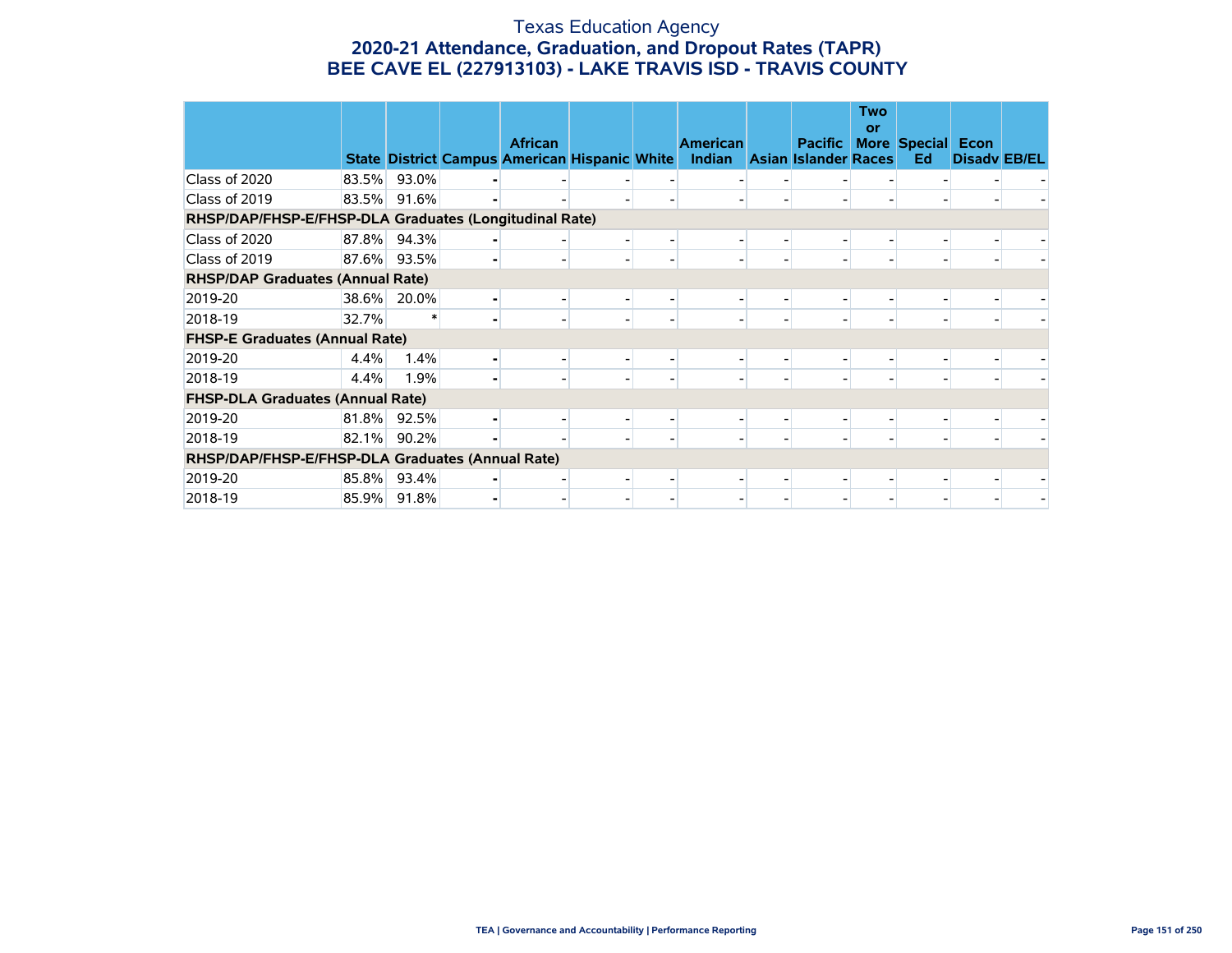# Texas Education Agency

## 2020-21 Attendance, Graduation, and Dropout Rates (TAPR)

## BEE CAVE EL (227913103) - LAKE TRAVIS ISD - TRAVIS COUNTY

| | State | District | Campus | African American | Hispanic | White | American Indian | Asian | Pacific Islander | Two or More Races | Special Ed | Econ Disadv | EB/EL |
|---|---|---|---|---|---|---|---|---|---|---|---|---|---|
| Class of 2020 | 83.5% | 93.0% | - | - | - | - | - | - | - | - | - | - | - |
| Class of 2019 | 83.5% | 91.6% | - | - | - | - | - | - | - | - | - | - | - |
| **RHSP/DAP/FHSP-E/FHSP-DLA Graduates (Longitudinal Rate)** | | | | | | | | | | | | | |
| Class of 2020 | 87.8% | 94.3% | - | - | - | - | - | - | - | - | - | - | - |
| Class of 2019 | 87.6% | 93.5% | - | - | - | - | - | - | - | - | - | - | - |
| **RHSP/DAP Graduates (Annual Rate)** | | | | | | | | | | | | | |
| 2019-20 | 38.6% | 20.0% | - | - | - | - | - | - | - | - | - | - | - |
| 2018-19 | 32.7% | * | - | - | - | - | - | - | - | - | - | - | - |
| **FHSP-E Graduates (Annual Rate)** | | | | | | | | | | | | | |
| 2019-20 | 4.4% | 1.4% | - | - | - | - | - | - | - | - | - | - | - |
| 2018-19 | 4.4% | 1.9% | - | - | - | - | - | - | - | - | - | - | - |
| **FHSP-DLA Graduates (Annual Rate)** | | | | | | | | | | | | | |
| 2019-20 | 81.8% | 92.5% | - | - | - | - | - | - | - | - | - | - | - |
| 2018-19 | 82.1% | 90.2% | - | - | - | - | - | - | - | - | - | - | - |
| **RHSP/DAP/FHSP-E/FHSP-DLA Graduates (Annual Rate)** | | | | | | | | | | | | | |
| 2019-20 | 85.8% | 93.4% | - | - | - | - | - | - | - | - | - | - | - |
| 2018-19 | 85.9% | 91.8% | - | - | - | - | - | - | - | - | - | - | - |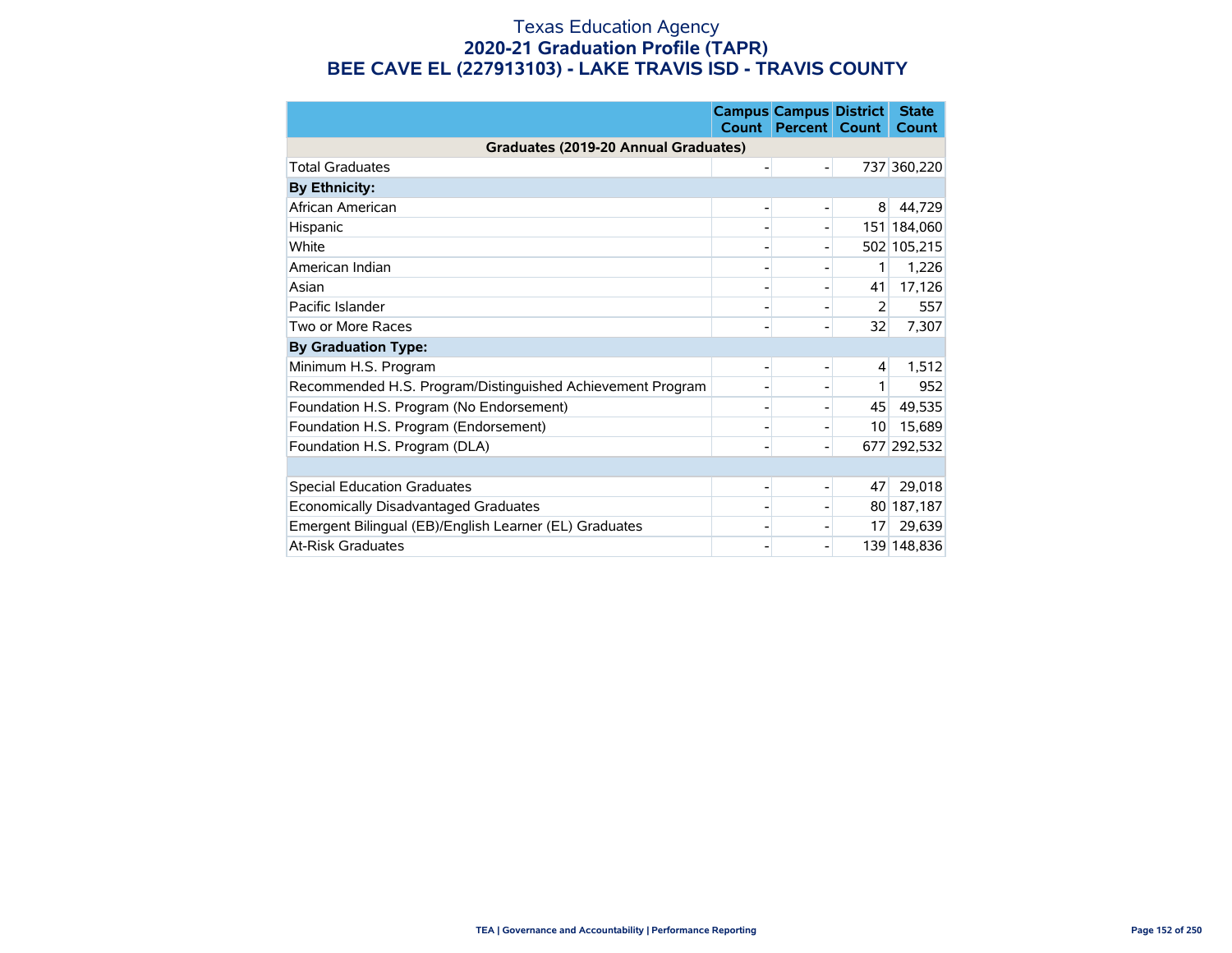# Texas Education Agency
## 2020-21 Graduation Profile (TAPR)
## BEE CAVE EL (227913103) - LAKE TRAVIS ISD - TRAVIS COUNTY

| | Campus Count | Campus Percent | District Count | State Count |
|---|---|---|---|---|
| **Graduates (2019-20 Annual Graduates)** | | | | |
| Total Graduates | - | - | 737 | 360,220 |
| **By Ethnicity:** | | | | |
| African American | - | - | 8 | 44,729 |
| Hispanic | - | - | 151 | 184,060 |
| White | - | - | 502 | 105,215 |
| American Indian | - | - | 1 | 1,226 |
| Asian | - | - | 41 | 17,126 |
| Pacific Islander | - | - | 2 | 557 |
| Two or More Races | - | - | 32 | 7,307 |
| **By Graduation Type:** | | | | |
| Minimum H.S. Program | - | - | 4 | 1,512 |
| Recommended H.S. Program/Distinguished Achievement Program | - | - | 1 | 952 |
| Foundation H.S. Program (No Endorsement) | - | - | 45 | 49,535 |
| Foundation H.S. Program (Endorsement) | - | - | 10 | 15,689 |
| Foundation H.S. Program (DLA) | - | - | 677 | 292,532 |
| | | | | |
| Special Education Graduates | - | - | 47 | 29,018 |
| Economically Disadvantaged Graduates | - | - | 80 | 187,187 |
| Emergent Bilingual (EB)/English Learner (EL) Graduates | - | - | 17 | 29,639 |
| At-Risk Graduates | - | - | 139 | 148,836 |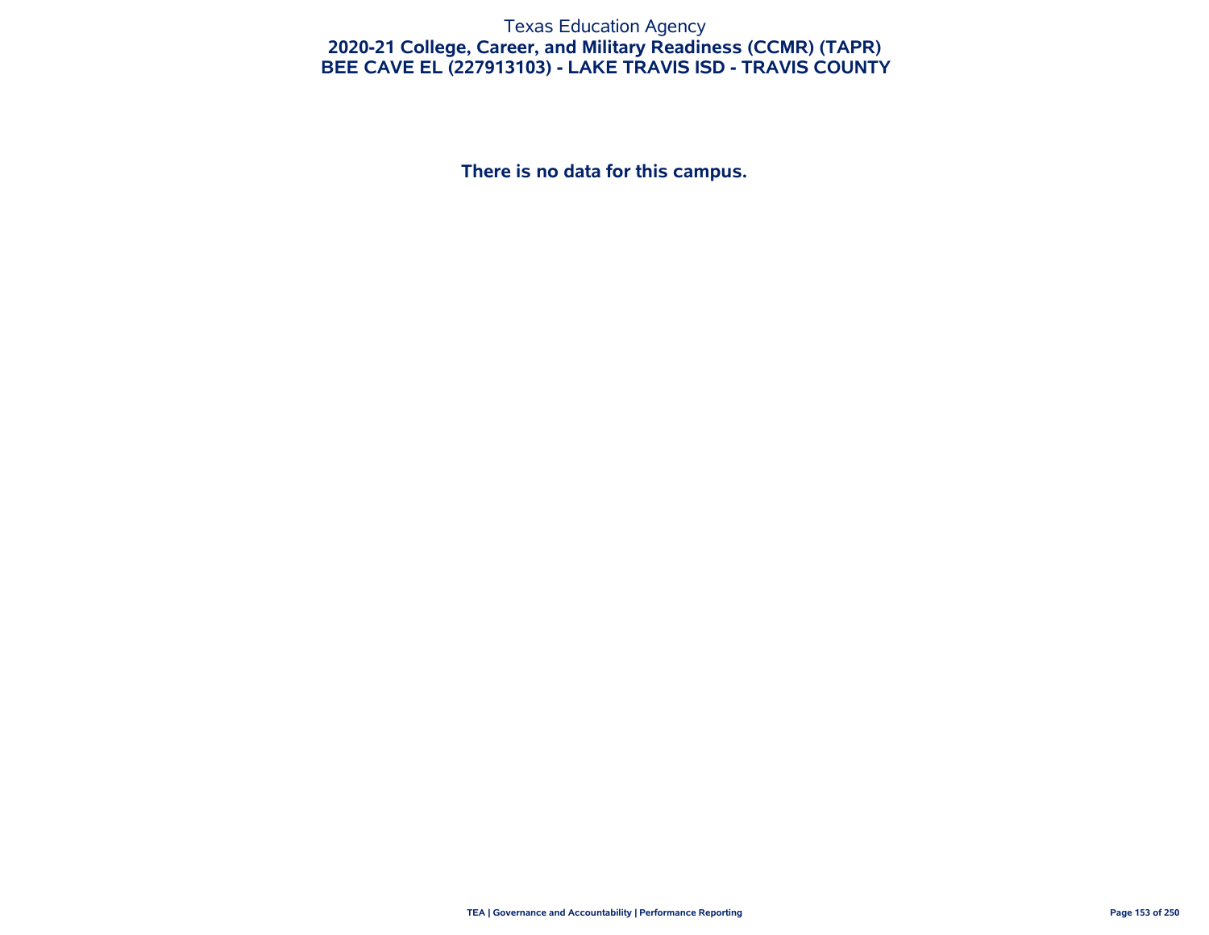Texas Education Agency

# 2020-21 College, Career, and Military Readiness (CCMR) (TAPR)

## BEE CAVE EL (227913103) - LAKE TRAVIS ISD - TRAVIS COUNTY

**There is no data for this campus.**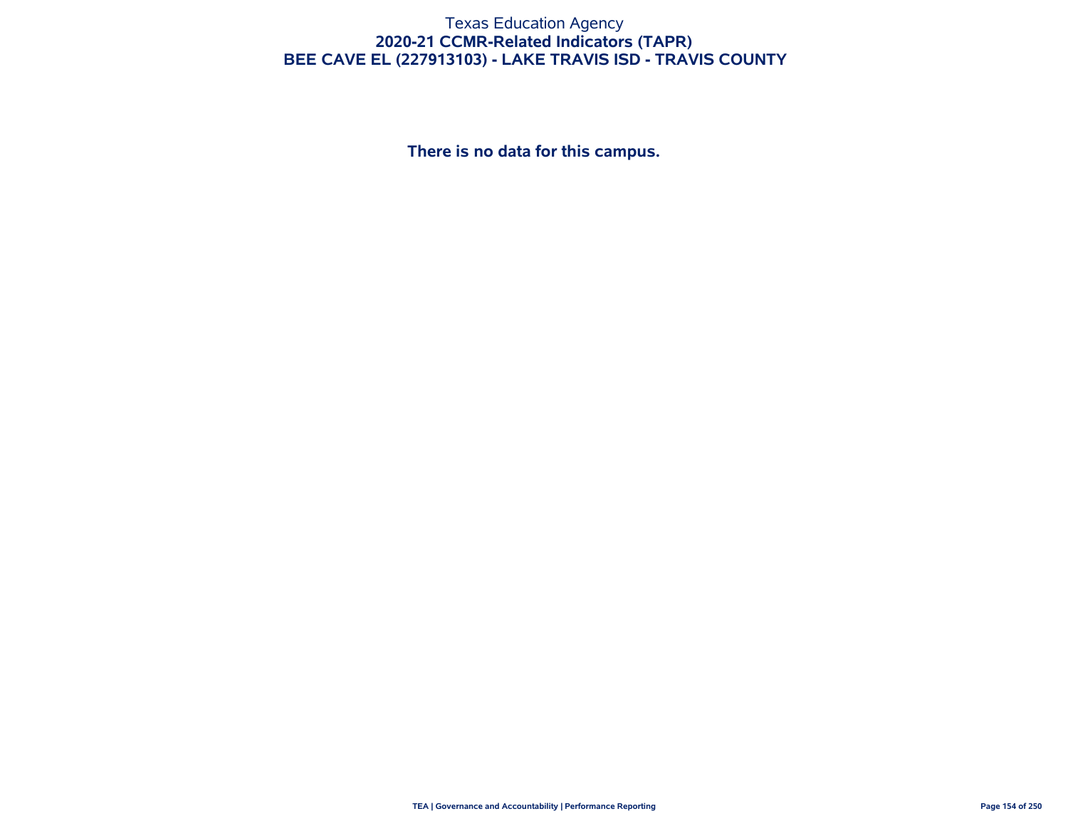Texas Education Agency

**2020-21 CCMR-Related Indicators (TAPR)**

**BEE CAVE EL (227913103) - LAKE TRAVIS ISD - TRAVIS COUNTY**

**There is no data for this campus.**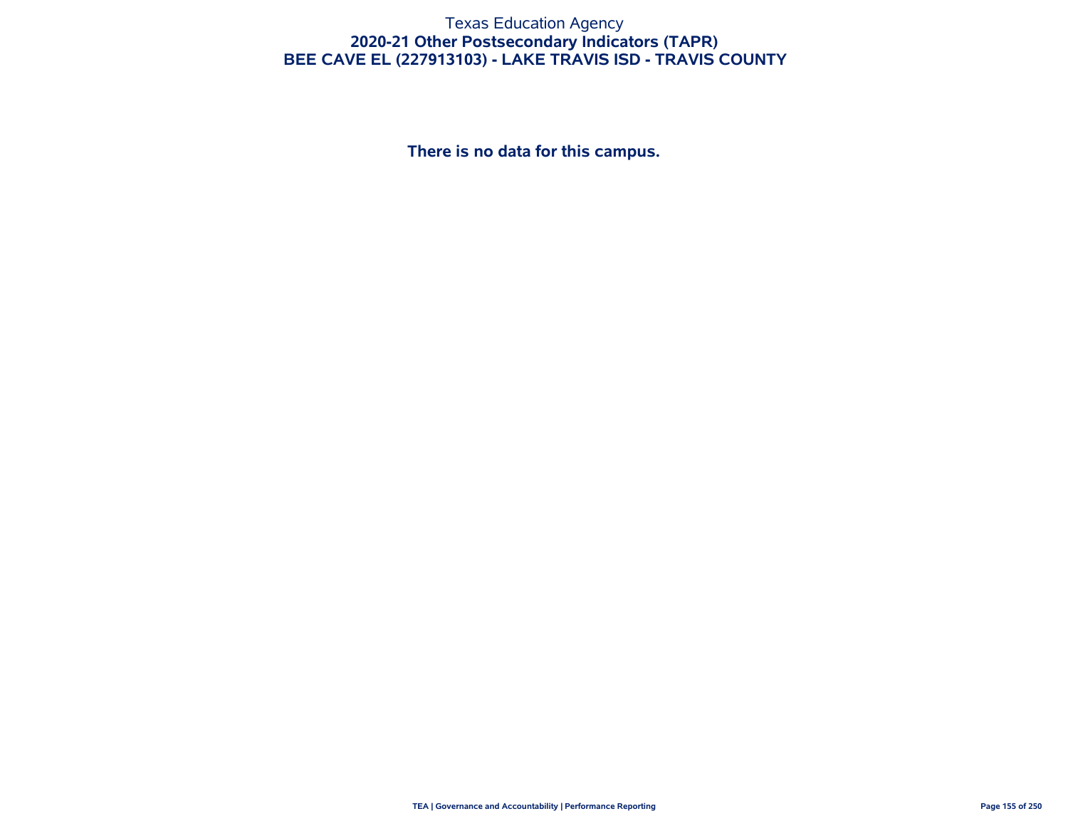Texas Education Agency

# 2020-21 Other Postsecondary Indicators (TAPR)

## BEE CAVE EL (227913103) - LAKE TRAVIS ISD - TRAVIS COUNTY

**There is no data for this campus.**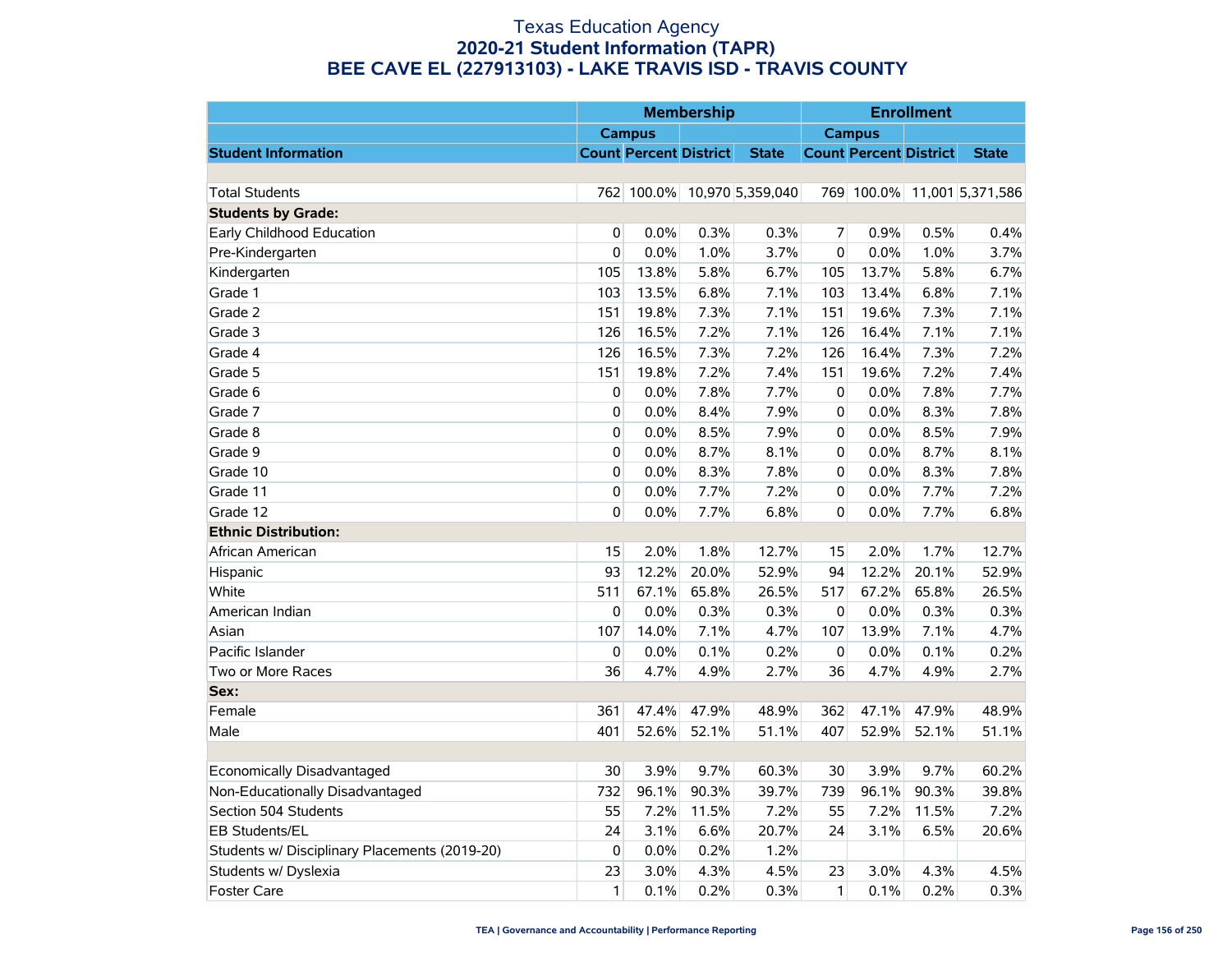# Texas Education Agency
## 2020-21 Student Information (TAPR)
## BEE CAVE EL (227913103) - LAKE TRAVIS ISD - TRAVIS COUNTY

| | Membership | | | | Enrollment | | | |
|---|---|---|---|---|---|---|---|---|
| | Campus | | | | Campus | | | |
| **Student Information** | **Count** | **Percent** | **District** | **State** | **Count** | **Percent** | **District** | **State** |
| | | | | | | | | |
| Total Students | 762 | 100.0% | 10,970 | 5,359,040 | 769 | 100.0% | 11,001 | 5,371,586 |
| **Students by Grade:** | | | | | | | | |
| Early Childhood Education | 0 | 0.0% | 0.3% | 0.3% | 7 | 0.9% | 0.5% | 0.4% |
| Pre-Kindergarten | 0 | 0.0% | 1.0% | 3.7% | 0 | 0.0% | 1.0% | 3.7% |
| Kindergarten | 105 | 13.8% | 5.8% | 6.7% | 105 | 13.7% | 5.8% | 6.7% |
| Grade 1 | 103 | 13.5% | 6.8% | 7.1% | 103 | 13.4% | 6.8% | 7.1% |
| Grade 2 | 151 | 19.8% | 7.3% | 7.1% | 151 | 19.6% | 7.3% | 7.1% |
| Grade 3 | 126 | 16.5% | 7.2% | 7.1% | 126 | 16.4% | 7.1% | 7.1% |
| Grade 4 | 126 | 16.5% | 7.3% | 7.2% | 126 | 16.4% | 7.3% | 7.2% |
| Grade 5 | 151 | 19.8% | 7.2% | 7.4% | 151 | 19.6% | 7.2% | 7.4% |
| Grade 6 | 0 | 0.0% | 7.8% | 7.7% | 0 | 0.0% | 7.8% | 7.7% |
| Grade 7 | 0 | 0.0% | 8.4% | 7.9% | 0 | 0.0% | 8.3% | 7.8% |
| Grade 8 | 0 | 0.0% | 8.5% | 7.9% | 0 | 0.0% | 8.5% | 7.9% |
| Grade 9 | 0 | 0.0% | 8.7% | 8.1% | 0 | 0.0% | 8.7% | 8.1% |
| Grade 10 | 0 | 0.0% | 8.3% | 7.8% | 0 | 0.0% | 8.3% | 7.8% |
| Grade 11 | 0 | 0.0% | 7.7% | 7.2% | 0 | 0.0% | 7.7% | 7.2% |
| Grade 12 | 0 | 0.0% | 7.7% | 6.8% | 0 | 0.0% | 7.7% | 6.8% |
| **Ethnic Distribution:** | | | | | | | | |
| African American | 15 | 2.0% | 1.8% | 12.7% | 15 | 2.0% | 1.7% | 12.7% |
| Hispanic | 93 | 12.2% | 20.0% | 52.9% | 94 | 12.2% | 20.1% | 52.9% |
| White | 511 | 67.1% | 65.8% | 26.5% | 517 | 67.2% | 65.8% | 26.5% |
| American Indian | 0 | 0.0% | 0.3% | 0.3% | 0 | 0.0% | 0.3% | 0.3% |
| Asian | 107 | 14.0% | 7.1% | 4.7% | 107 | 13.9% | 7.1% | 4.7% |
| Pacific Islander | 0 | 0.0% | 0.1% | 0.2% | 0 | 0.0% | 0.1% | 0.2% |
| Two or More Races | 36 | 4.7% | 4.9% | 2.7% | 36 | 4.7% | 4.9% | 2.7% |
| **Sex:** | | | | | | | | |
| Female | 361 | 47.4% | 47.9% | 48.9% | 362 | 47.1% | 47.9% | 48.9% |
| Male | 401 | 52.6% | 52.1% | 51.1% | 407 | 52.9% | 52.1% | 51.1% |
| | | | | | | | | |
| Economically Disadvantaged | 30 | 3.9% | 9.7% | 60.3% | 30 | 3.9% | 9.7% | 60.2% |
| Non-Educationally Disadvantaged | 732 | 96.1% | 90.3% | 39.7% | 739 | 96.1% | 90.3% | 39.8% |
| Section 504 Students | 55 | 7.2% | 11.5% | 7.2% | 55 | 7.2% | 11.5% | 7.2% |
| EB Students/EL | 24 | 3.1% | 6.6% | 20.7% | 24 | 3.1% | 6.5% | 20.6% |
| Students w/ Disciplinary Placements (2019-20) | 0 | 0.0% | 0.2% | 1.2% | | | | |
| Students w/ Dyslexia | 23 | 3.0% | 4.3% | 4.5% | 23 | 3.0% | 4.3% | 4.5% |
| Foster Care | 1 | 0.1% | 0.2% | 0.3% | 1 | 0.1% | 0.2% | 0.3% |

TEA | Governance and Accountability | Performance Reporting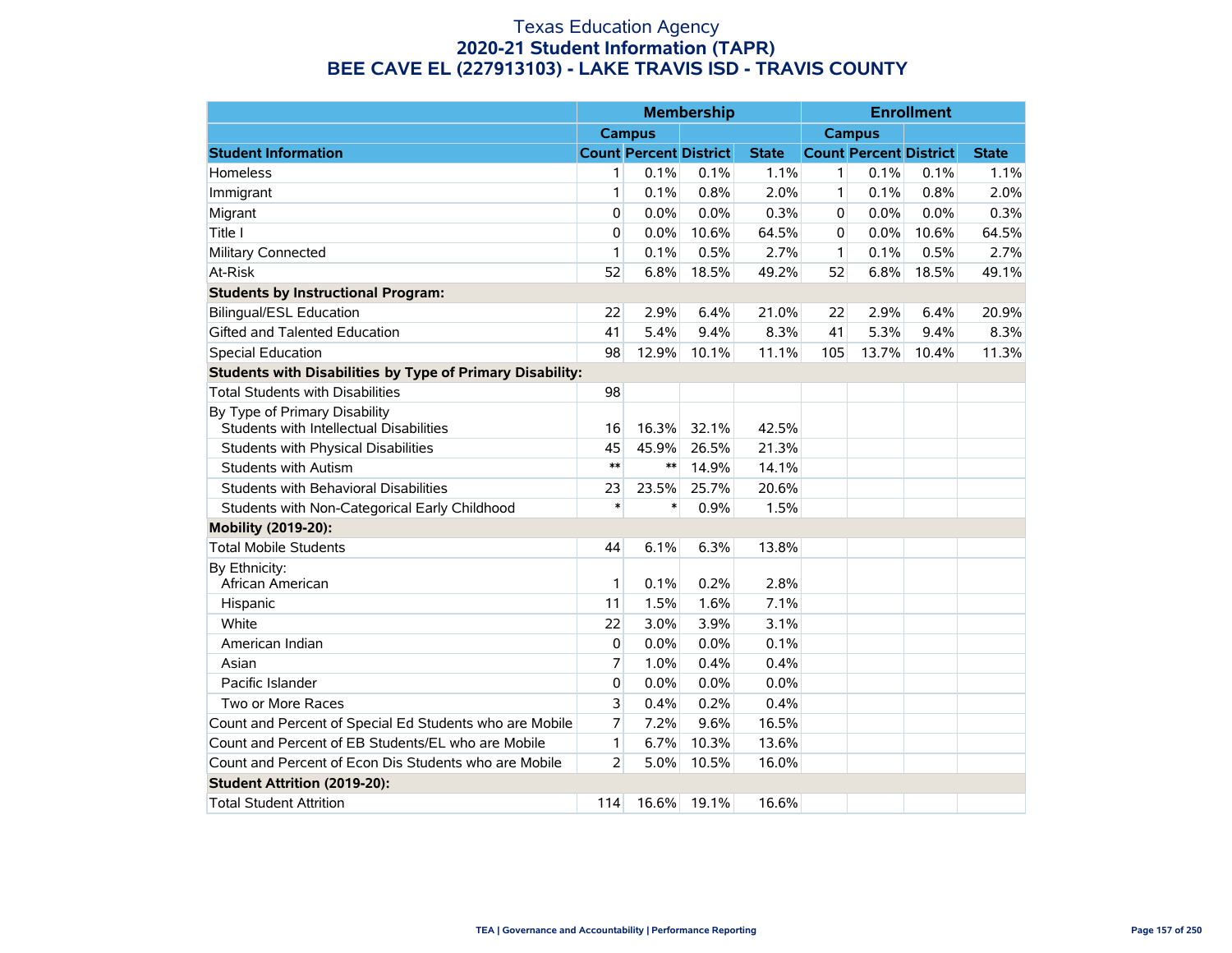# Texas Education Agency
## 2020-21 Student Information (TAPR)
## BEE CAVE EL (227913103) - LAKE TRAVIS ISD - TRAVIS COUNTY

| | Membership | | | | Enrollment | | | |
|---|---|---|---|---|---|---|---|---|
| | Campus | | | | Campus | | | |
| **Student Information** | **Count** | **Percent** | **District** | **State** | **Count** | **Percent** | **District** | **State** |
| Homeless | 1 | 0.1% | 0.1% | 1.1% | 1 | 0.1% | 0.1% | 1.1% |
| Immigrant | 1 | 0.1% | 0.8% | 2.0% | 1 | 0.1% | 0.8% | 2.0% |
| Migrant | 0 | 0.0% | 0.0% | 0.3% | 0 | 0.0% | 0.0% | 0.3% |
| Title I | 0 | 0.0% | 10.6% | 64.5% | 0 | 0.0% | 10.6% | 64.5% |
| Military Connected | 1 | 0.1% | 0.5% | 2.7% | 1 | 0.1% | 0.5% | 2.7% |
| At-Risk | 52 | 6.8% | 18.5% | 49.2% | 52 | 6.8% | 18.5% | 49.1% |
| **Students by Instructional Program:** | | | | | | | | |
| Bilingual/ESL Education | 22 | 2.9% | 6.4% | 21.0% | 22 | 2.9% | 6.4% | 20.9% |
| Gifted and Talented Education | 41 | 5.4% | 9.4% | 8.3% | 41 | 5.3% | 9.4% | 8.3% |
| Special Education | 98 | 12.9% | 10.1% | 11.1% | 105 | 13.7% | 10.4% | 11.3% |
| **Students with Disabilities by Type of Primary Disability:** | | | | | | | | |
| Total Students with Disabilities | 98 | | | | | | | |
| By Type of Primary Disability<br>Students with Intellectual Disabilities | 16 | 16.3% | 32.1% | 42.5% | | | | |
| Students with Physical Disabilities | 45 | 45.9% | 26.5% | 21.3% | | | | |
| Students with Autism | ** | ** | 14.9% | 14.1% | | | | |
| Students with Behavioral Disabilities | 23 | 23.5% | 25.7% | 20.6% | | | | |
| Students with Non-Categorical Early Childhood | * | * | 0.9% | 1.5% | | | | |
| **Mobility (2019-20):** | | | | | | | | |
| Total Mobile Students | 44 | 6.1% | 6.3% | 13.8% | | | | |
| By Ethnicity:<br>African American | 1 | 0.1% | 0.2% | 2.8% | | | | |
| Hispanic | 11 | 1.5% | 1.6% | 7.1% | | | | |
| White | 22 | 3.0% | 3.9% | 3.1% | | | | |
| American Indian | 0 | 0.0% | 0.0% | 0.1% | | | | |
| Asian | 7 | 1.0% | 0.4% | 0.4% | | | | |
| Pacific Islander | 0 | 0.0% | 0.0% | 0.0% | | | | |
| Two or More Races | 3 | 0.4% | 0.2% | 0.4% | | | | |
| Count and Percent of Special Ed Students who are Mobile | 7 | 7.2% | 9.6% | 16.5% | | | | |
| Count and Percent of EB Students/EL who are Mobile | 1 | 6.7% | 10.3% | 13.6% | | | | |
| Count and Percent of Econ Dis Students who are Mobile | 2 | 5.0% | 10.5% | 16.0% | | | | |
| **Student Attrition (2019-20):** | | | | | | | | |
| Total Student Attrition | 114 | 16.6% | 19.1% | 16.6% | | | | |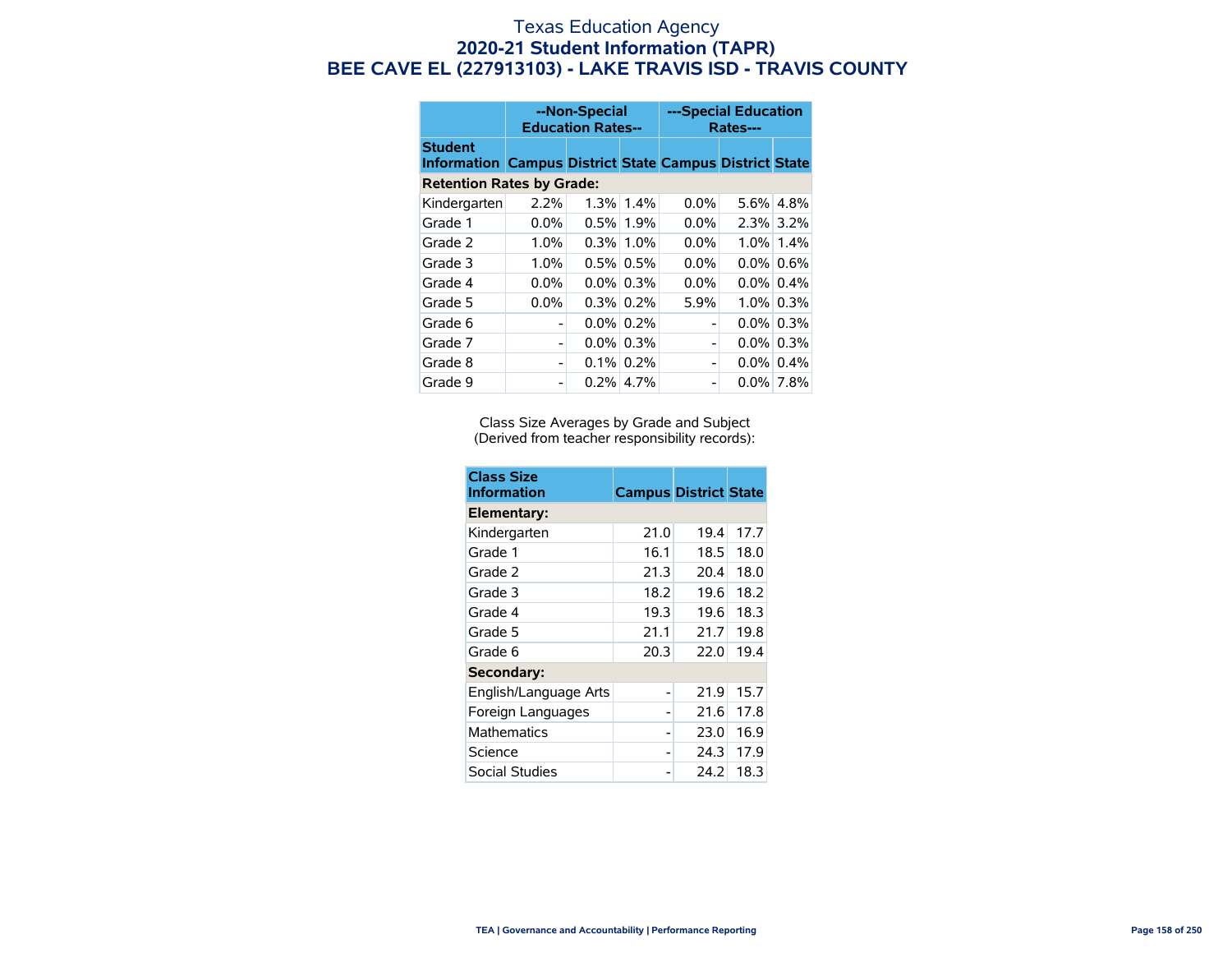# Texas Education Agency
## 2020-21 Student Information (TAPR)
## BEE CAVE EL (227913103) - LAKE TRAVIS ISD - TRAVIS COUNTY

| | --Non-Special Education Rates-- | | | ---Special Education Rates--- | | |
|---|---|---|---|---|---|---|
| **Student Information** | **Campus** | **District** | **State** | **Campus** | **District** | **State** |
| **Retention Rates by Grade:** | | | | | | |
| Kindergarten | 2.2% | 1.3% | 1.4% | 0.0% | 5.6% | 4.8% |
| Grade 1 | 0.0% | 0.5% | 1.9% | 0.0% | 2.3% | 3.2% |
| Grade 2 | 1.0% | 0.3% | 1.0% | 0.0% | 1.0% | 1.4% |
| Grade 3 | 1.0% | 0.5% | 0.5% | 0.0% | 0.0% | 0.6% |
| Grade 4 | 0.0% | 0.0% | 0.3% | 0.0% | 0.0% | 0.4% |
| Grade 5 | 0.0% | 0.3% | 0.2% | 5.9% | 1.0% | 0.3% |
| Grade 6 | - | 0.0% | 0.2% | - | 0.0% | 0.3% |
| Grade 7 | - | 0.0% | 0.3% | - | 0.0% | 0.3% |
| Grade 8 | - | 0.1% | 0.2% | - | 0.0% | 0.4% |
| Grade 9 | - | 0.2% | 4.7% | - | 0.0% | 7.8% |

Class Size Averages by Grade and Subject
(Derived from teacher responsibility records):

| Class Size Information | Campus | District | State |
|---|---|---|---|
| **Elementary:** | | | |
| Kindergarten | 21.0 | 19.4 | 17.7 |
| Grade 1 | 16.1 | 18.5 | 18.0 |
| Grade 2 | 21.3 | 20.4 | 18.0 |
| Grade 3 | 18.2 | 19.6 | 18.2 |
| Grade 4 | 19.3 | 19.6 | 18.3 |
| Grade 5 | 21.1 | 21.7 | 19.8 |
| Grade 6 | 20.3 | 22.0 | 19.4 |
| **Secondary:** | | | |
| English/Language Arts | - | 21.9 | 15.7 |
| Foreign Languages | - | 21.6 | 17.8 |
| Mathematics | - | 23.0 | 16.9 |
| Science | - | 24.3 | 17.9 |
| Social Studies | - | 24.2 | 18.3 |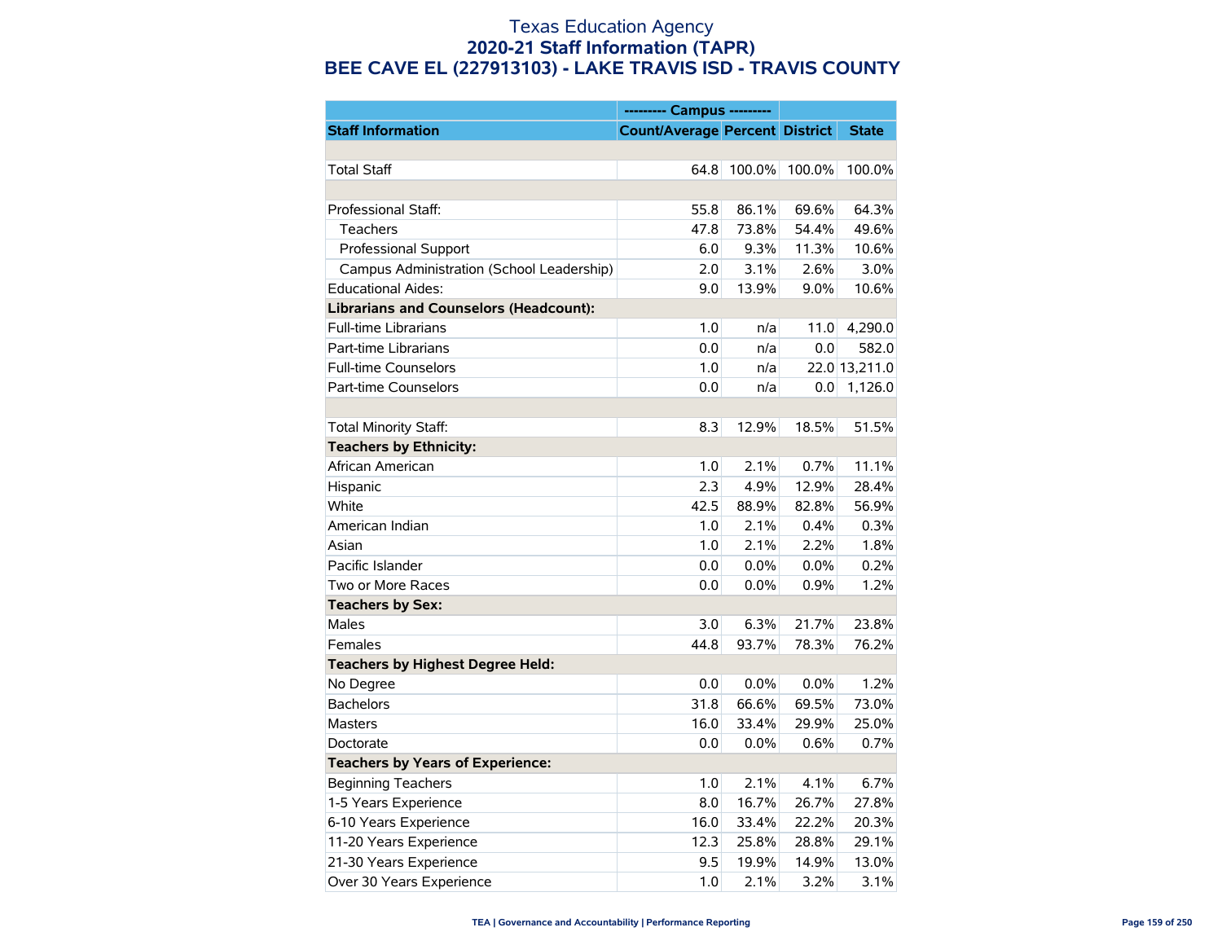# Texas Education Agency
## 2020-21 Staff Information (TAPR)
## BEE CAVE EL (227913103) - LAKE TRAVIS ISD - TRAVIS COUNTY

| | --------- Campus --------- | | | |
|---|---|---|---|---|
| **Staff Information** | **Count/Average** | **Percent** | **District** | **State** |
| | | | | |
| Total Staff | 64.8 | 100.0% | 100.0% | 100.0% |
| | | | | |
| Professional Staff: | 55.8 | 86.1% | 69.6% | 64.3% |
| Teachers | 47.8 | 73.8% | 54.4% | 49.6% |
| Professional Support | 6.0 | 9.3% | 11.3% | 10.6% |
| Campus Administration (School Leadership) | 2.0 | 3.1% | 2.6% | 3.0% |
| Educational Aides: | 9.0 | 13.9% | 9.0% | 10.6% |
| **Librarians and Counselors (Headcount):** | | | | |
| Full-time Librarians | 1.0 | n/a | 11.0 | 4,290.0 |
| Part-time Librarians | 0.0 | n/a | 0.0 | 582.0 |
| Full-time Counselors | 1.0 | n/a | 22.0 | 13,211.0 |
| Part-time Counselors | 0.0 | n/a | 0.0 | 1,126.0 |
| | | | | |
| Total Minority Staff: | 8.3 | 12.9% | 18.5% | 51.5% |
| **Teachers by Ethnicity:** | | | | |
| African American | 1.0 | 2.1% | 0.7% | 11.1% |
| Hispanic | 2.3 | 4.9% | 12.9% | 28.4% |
| White | 42.5 | 88.9% | 82.8% | 56.9% |
| American Indian | 1.0 | 2.1% | 0.4% | 0.3% |
| Asian | 1.0 | 2.1% | 2.2% | 1.8% |
| Pacific Islander | 0.0 | 0.0% | 0.0% | 0.2% |
| Two or More Races | 0.0 | 0.0% | 0.9% | 1.2% |
| **Teachers by Sex:** | | | | |
| Males | 3.0 | 6.3% | 21.7% | 23.8% |
| Females | 44.8 | 93.7% | 78.3% | 76.2% |
| **Teachers by Highest Degree Held:** | | | | |
| No Degree | 0.0 | 0.0% | 0.0% | 1.2% |
| Bachelors | 31.8 | 66.6% | 69.5% | 73.0% |
| Masters | 16.0 | 33.4% | 29.9% | 25.0% |
| Doctorate | 0.0 | 0.0% | 0.6% | 0.7% |
| **Teachers by Years of Experience:** | | | | |
| Beginning Teachers | 1.0 | 2.1% | 4.1% | 6.7% |
| 1-5 Years Experience | 8.0 | 16.7% | 26.7% | 27.8% |
| 6-10 Years Experience | 16.0 | 33.4% | 22.2% | 20.3% |
| 11-20 Years Experience | 12.3 | 25.8% | 28.8% | 29.1% |
| 21-30 Years Experience | 9.5 | 19.9% | 14.9% | 13.0% |
| Over 30 Years Experience | 1.0 | 2.1% | 3.2% | 3.1% |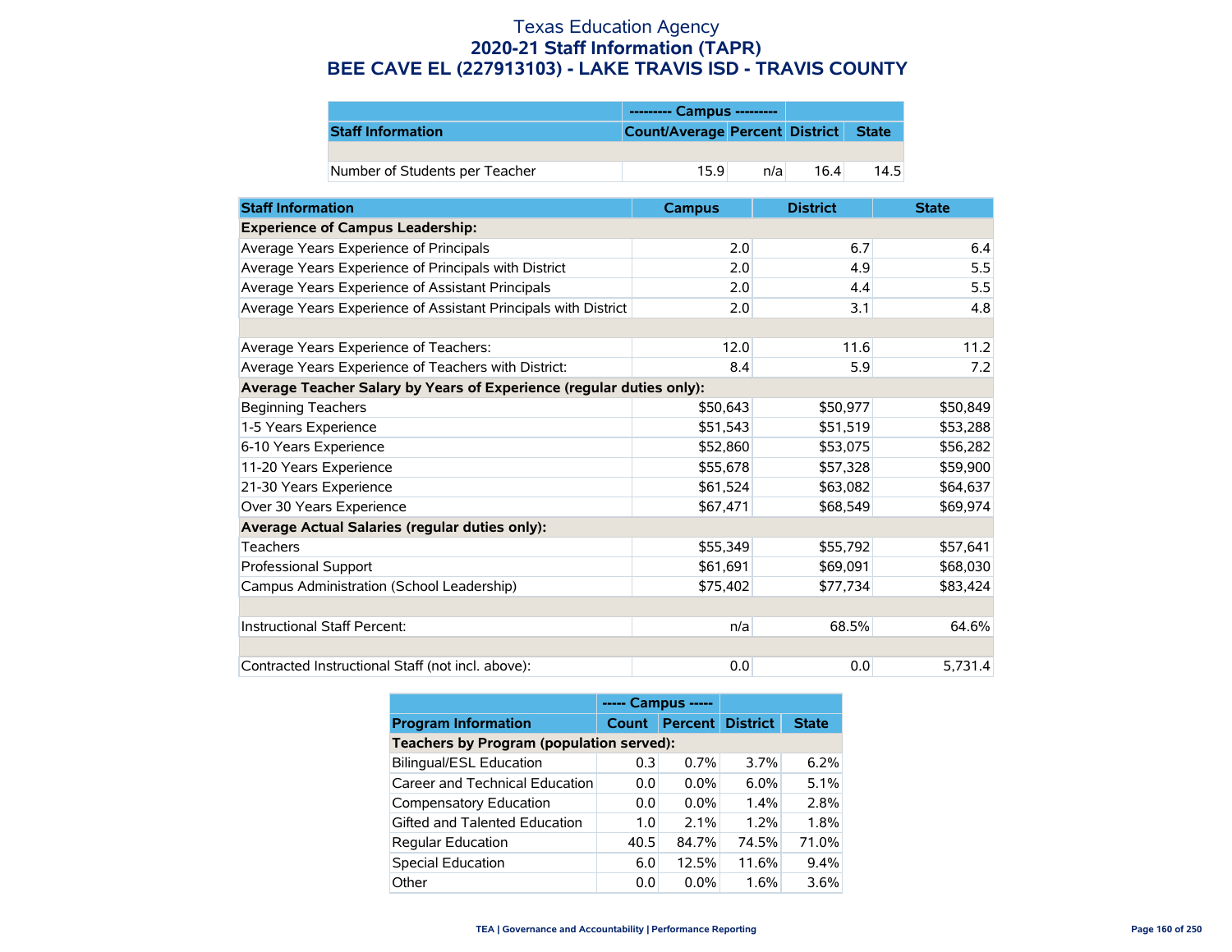# Texas Education Agency
## 2020-21 Staff Information (TAPR)
## BEE CAVE EL (227913103) - LAKE TRAVIS ISD - TRAVIS COUNTY

| | --------- Campus --------- | | | |
|---|---|---|---|---|
| **Staff Information** | **Count/Average** | **Percent** | **District** | **State** |
| | | | | |
| Number of Students per Teacher | 15.9 | n/a | 16.4 | 14.5 |

| Staff Information | Campus | District | State |
|---|---|---|---|
| **Experience of Campus Leadership:** | | | |
| Average Years Experience of Principals | 2.0 | 6.7 | 6.4 |
| Average Years Experience of Principals with District | 2.0 | 4.9 | 5.5 |
| Average Years Experience of Assistant Principals | 2.0 | 4.4 | 5.5 |
| Average Years Experience of Assistant Principals with District | 2.0 | 3.1 | 4.8 |
| | | | |
| Average Years Experience of Teachers: | 12.0 | 11.6 | 11.2 |
| Average Years Experience of Teachers with District: | 8.4 | 5.9 | 7.2 |
| **Average Teacher Salary by Years of Experience (regular duties only):** | | | |
| Beginning Teachers | $50,643 | $50,977 | $50,849 |
| 1-5 Years Experience | $51,543 | $51,519 | $53,288 |
| 6-10 Years Experience | $52,860 | $53,075 | $56,282 |
| 11-20 Years Experience | $55,678 | $57,328 | $59,900 |
| 21-30 Years Experience | $61,524 | $63,082 | $64,637 |
| Over 30 Years Experience | $67,471 | $68,549 | $69,974 |
| **Average Actual Salaries (regular duties only):** | | | |
| Teachers | $55,349 | $55,792 | $57,641 |
| Professional Support | $61,691 | $69,091 | $68,030 |
| Campus Administration (School Leadership) | $75,402 | $77,734 | $83,424 |
| | | | |
| Instructional Staff Percent: | n/a | 68.5% | 64.6% |
| | | | |
| Contracted Instructional Staff (not incl. above): | 0.0 | 0.0 | 5,731.4 |

| | ----- Campus ----- | | | |
|---|---|---|---|---|
| **Program Information** | **Count** | **Percent** | **District** | **State** |
| **Teachers by Program (population served):** | | | | |
| Bilingual/ESL Education | 0.3 | 0.7% | 3.7% | 6.2% |
| Career and Technical Education | 0.0 | 0.0% | 6.0% | 5.1% |
| Compensatory Education | 0.0 | 0.0% | 1.4% | 2.8% |
| Gifted and Talented Education | 1.0 | 2.1% | 1.2% | 1.8% |
| Regular Education | 40.5 | 84.7% | 74.5% | 71.0% |
| Special Education | 6.0 | 12.5% | 11.6% | 9.4% |
| Other | 0.0 | 0.0% | 1.6% | 3.6% |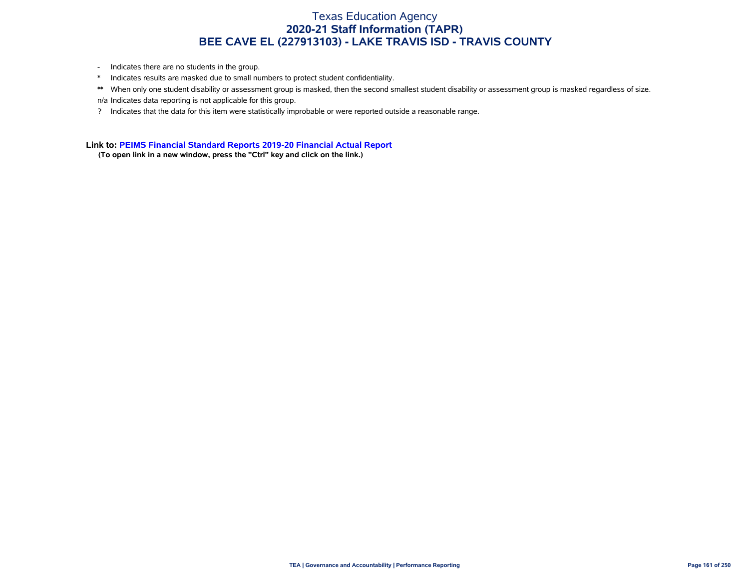# Texas Education Agency
## 2020-21 Staff Information (TAPR)
## BEE CAVE EL (227913103) - LAKE TRAVIS ISD - TRAVIS COUNTY

- \- Indicates there are no students in the group.
- \* Indicates results are masked due to small numbers to protect student confidentiality.
- ** When only one student disability or assessment group is masked, then the second smallest student disability or assessment group is masked regardless of size.
- n/a Indicates data reporting is not applicable for this group.
- ? Indicates that the data for this item were statistically improbable or were reported outside a reasonable range.

**Link to: PEIMS Financial Standard Reports 2019-20 Financial Actual Report**
**(To open link in a new window, press the "Ctrl" key and click on the link.)**